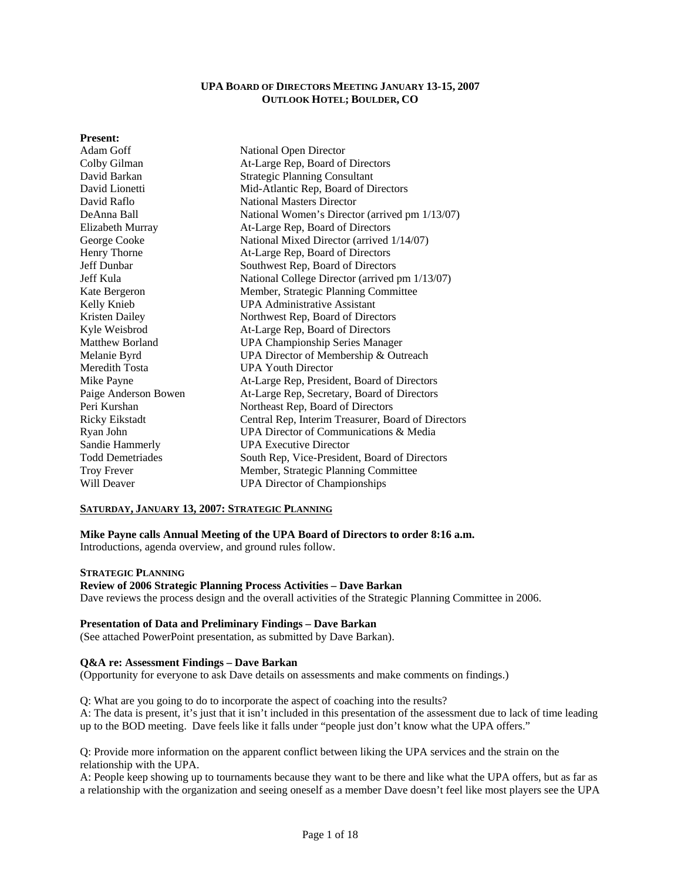# UPA Board of Directors Meeting January 13-15, 2007
## Outlook Hotel; Boulder, CO

**Present:**

| | |
|---|---|
| Adam Goff | National Open Director |
| Colby Gilman | At-Large Rep, Board of Directors |
| David Barkan | Strategic Planning Consultant |
| David Lionetti | Mid-Atlantic Rep, Board of Directors |
| David Raflo | National Masters Director |
| DeAnna Ball | National Women's Director (arrived pm 1/13/07) |
| Elizabeth Murray | At-Large Rep, Board of Directors |
| George Cooke | National Mixed Director (arrived 1/14/07) |
| Henry Thorne | At-Large Rep, Board of Directors |
| Jeff Dunbar | Southwest Rep, Board of Directors |
| Jeff Kula | National College Director (arrived pm 1/13/07) |
| Kate Bergeron | Member, Strategic Planning Committee |
| Kelly Knieb | UPA Administrative Assistant |
| Kristen Dailey | Northwest Rep, Board of Directors |
| Kyle Weisbrod | At-Large Rep, Board of Directors |
| Matthew Borland | UPA Championship Series Manager |
| Melanie Byrd | UPA Director of Membership & Outreach |
| Meredith Tosta | UPA Youth Director |
| Mike Payne | At-Large Rep, President, Board of Directors |
| Paige Anderson Bowen | At-Large Rep, Secretary, Board of Directors |
| Peri Kurshan | Northeast Rep, Board of Directors |
| Ricky Eikstadt | Central Rep, Interim Treasurer, Board of Directors |
| Ryan John | UPA Director of Communications & Media |
| Sandie Hammerly | UPA Executive Director |
| Todd Demetriades | South Rep, Vice-President, Board of Directors |
| Troy Frever | Member, Strategic Planning Committee |
| Will Deaver | UPA Director of Championships |

## Saturday, January 13, 2007: Strategic Planning

**Mike Payne calls Annual Meeting of the UPA Board of Directors to order 8:16 a.m.**
Introductions, agenda overview, and ground rules follow.

### Strategic Planning

**Review of 2006 Strategic Planning Process Activities – Dave Barkan**
Dave reviews the process design and the overall activities of the Strategic Planning Committee in 2006.

**Presentation of Data and Preliminary Findings – Dave Barkan**
(See attached PowerPoint presentation, as submitted by Dave Barkan).

**Q&A re: Assessment Findings – Dave Barkan**
(Opportunity for everyone to ask Dave details on assessments and make comments on findings.)

Q: What are you going to do to incorporate the aspect of coaching into the results?
A: The data is present, it's just that it isn't included in this presentation of the assessment due to lack of time leading up to the BOD meeting. Dave feels like it falls under "people just don't know what the UPA offers."

Q: Provide more information on the apparent conflict between liking the UPA services and the strain on the relationship with the UPA.
A: People keep showing up to tournaments because they want to be there and like what the UPA offers, but as far as a relationship with the organization and seeing oneself as a member Dave doesn't feel like most players see the UPA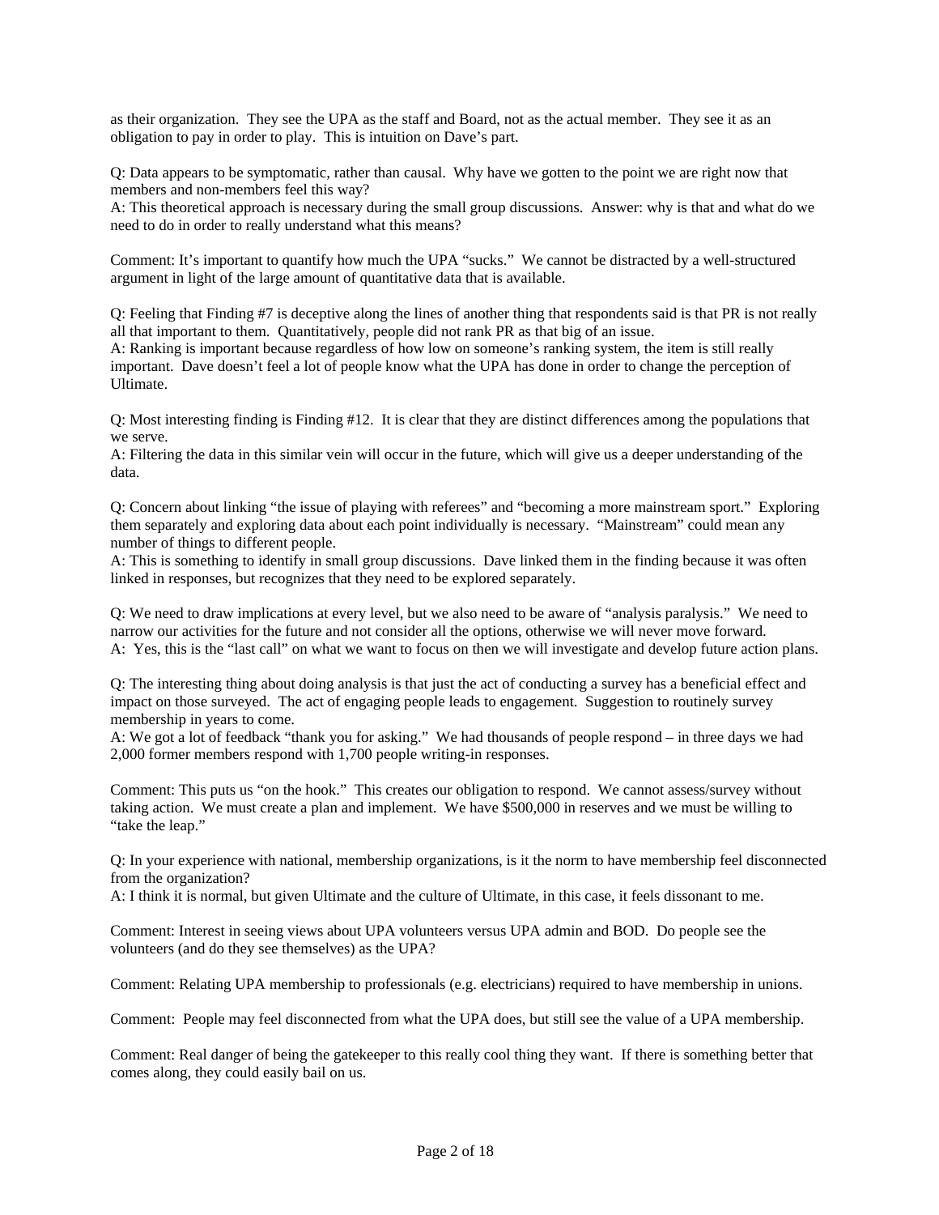as their organization. They see the UPA as the staff and Board, not as the actual member. They see it as an obligation to pay in order to play. This is intuition on Dave's part.

Q: Data appears to be symptomatic, rather than causal. Why have we gotten to the point we are right now that members and non-members feel this way?
A: This theoretical approach is necessary during the small group discussions. Answer: why is that and what do we need to do in order to really understand what this means?

Comment: It's important to quantify how much the UPA "sucks." We cannot be distracted by a well-structured argument in light of the large amount of quantitative data that is available.

Q: Feeling that Finding #7 is deceptive along the lines of another thing that respondents said is that PR is not really all that important to them. Quantitatively, people did not rank PR as that big of an issue.
A: Ranking is important because regardless of how low on someone's ranking system, the item is still really important. Dave doesn't feel a lot of people know what the UPA has done in order to change the perception of Ultimate.

Q: Most interesting finding is Finding #12. It is clear that they are distinct differences among the populations that we serve.
A: Filtering the data in this similar vein will occur in the future, which will give us a deeper understanding of the data.

Q: Concern about linking "the issue of playing with referees" and "becoming a more mainstream sport." Exploring them separately and exploring data about each point individually is necessary. "Mainstream" could mean any number of things to different people.
A: This is something to identify in small group discussions. Dave linked them in the finding because it was often linked in responses, but recognizes that they need to be explored separately.

Q: We need to draw implications at every level, but we also need to be aware of "analysis paralysis." We need to narrow our activities for the future and not consider all the options, otherwise we will never move forward.
A: Yes, this is the "last call" on what we want to focus on then we will investigate and develop future action plans.

Q: The interesting thing about doing analysis is that just the act of conducting a survey has a beneficial effect and impact on those surveyed. The act of engaging people leads to engagement. Suggestion to routinely survey membership in years to come.
A: We got a lot of feedback "thank you for asking." We had thousands of people respond – in three days we had 2,000 former members respond with 1,700 people writing-in responses.

Comment: This puts us "on the hook." This creates our obligation to respond. We cannot assess/survey without taking action. We must create a plan and implement. We have $500,000 in reserves and we must be willing to "take the leap."

Q: In your experience with national, membership organizations, is it the norm to have membership feel disconnected from the organization?
A: I think it is normal, but given Ultimate and the culture of Ultimate, in this case, it feels dissonant to me.

Comment: Interest in seeing views about UPA volunteers versus UPA admin and BOD. Do people see the volunteers (and do they see themselves) as the UPA?

Comment: Relating UPA membership to professionals (e.g. electricians) required to have membership in unions.

Comment: People may feel disconnected from what the UPA does, but still see the value of a UPA membership.

Comment: Real danger of being the gatekeeper to this really cool thing they want. If there is something better that comes along, they could easily bail on us.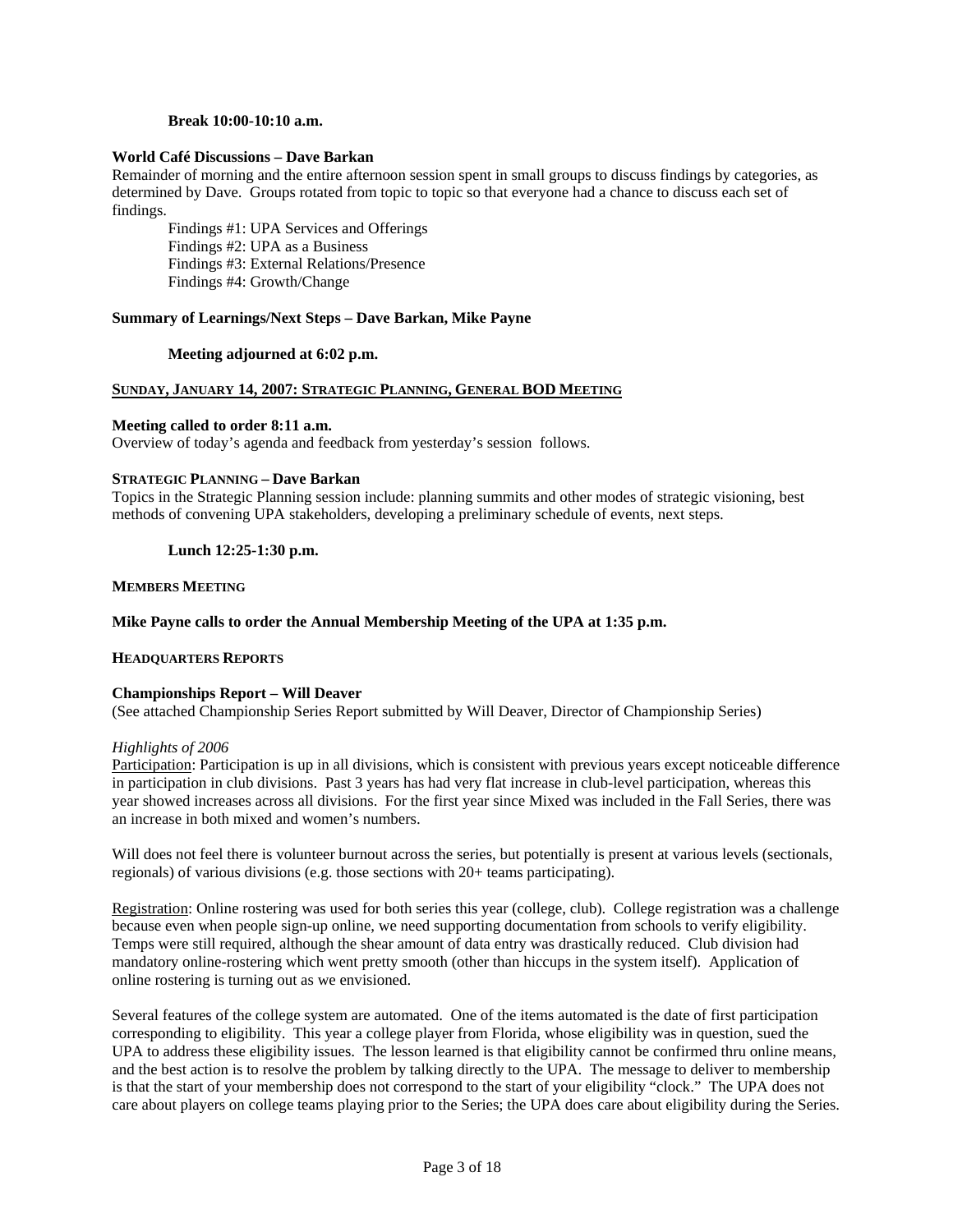**Break 10:00-10:10 a.m.**

**World Café Discussions – Dave Barkan**

Remainder of morning and the entire afternoon session spent in small groups to discuss findings by categories, as determined by Dave. Groups rotated from topic to topic so that everyone had a chance to discuss each set of findings.

Findings #1: UPA Services and Offerings
Findings #2: UPA as a Business
Findings #3: External Relations/Presence
Findings #4: Growth/Change

**Summary of Learnings/Next Steps – Dave Barkan, Mike Payne**

**Meeting adjourned at 6:02 p.m.**

## SUNDAY, JANUARY 14, 2007: STRATEGIC PLANNING, GENERAL BOD MEETING

**Meeting called to order 8:11 a.m.**

Overview of today's agenda and feedback from yesterday's session follows.

**STRATEGIC PLANNING – Dave Barkan**

Topics in the Strategic Planning session include: planning summits and other modes of strategic visioning, best methods of convening UPA stakeholders, developing a preliminary schedule of events, next steps.

**Lunch 12:25-1:30 p.m.**

**MEMBERS MEETING**

**Mike Payne calls to order the Annual Membership Meeting of the UPA at 1:35 p.m.**

**HEADQUARTERS REPORTS**

**Championships Report – Will Deaver**

(See attached Championship Series Report submitted by Will Deaver, Director of Championship Series)

*Highlights of 2006*

Participation: Participation is up in all divisions, which is consistent with previous years except noticeable difference in participation in club divisions. Past 3 years has had very flat increase in club-level participation, whereas this year showed increases across all divisions. For the first year since Mixed was included in the Fall Series, there was an increase in both mixed and women's numbers.

Will does not feel there is volunteer burnout across the series, but potentially is present at various levels (sectionals, regionals) of various divisions (e.g. those sections with 20+ teams participating).

Registration: Online rostering was used for both series this year (college, club). College registration was a challenge because even when people sign-up online, we need supporting documentation from schools to verify eligibility. Temps were still required, although the shear amount of data entry was drastically reduced. Club division had mandatory online-rostering which went pretty smooth (other than hiccups in the system itself). Application of online rostering is turning out as we envisioned.

Several features of the college system are automated. One of the items automated is the date of first participation corresponding to eligibility. This year a college player from Florida, whose eligibility was in question, sued the UPA to address these eligibility issues. The lesson learned is that eligibility cannot be confirmed thru online means, and the best action is to resolve the problem by talking directly to the UPA. The message to deliver to membership is that the start of your membership does not correspond to the start of your eligibility "clock." The UPA does not care about players on college teams playing prior to the Series; the UPA does care about eligibility during the Series.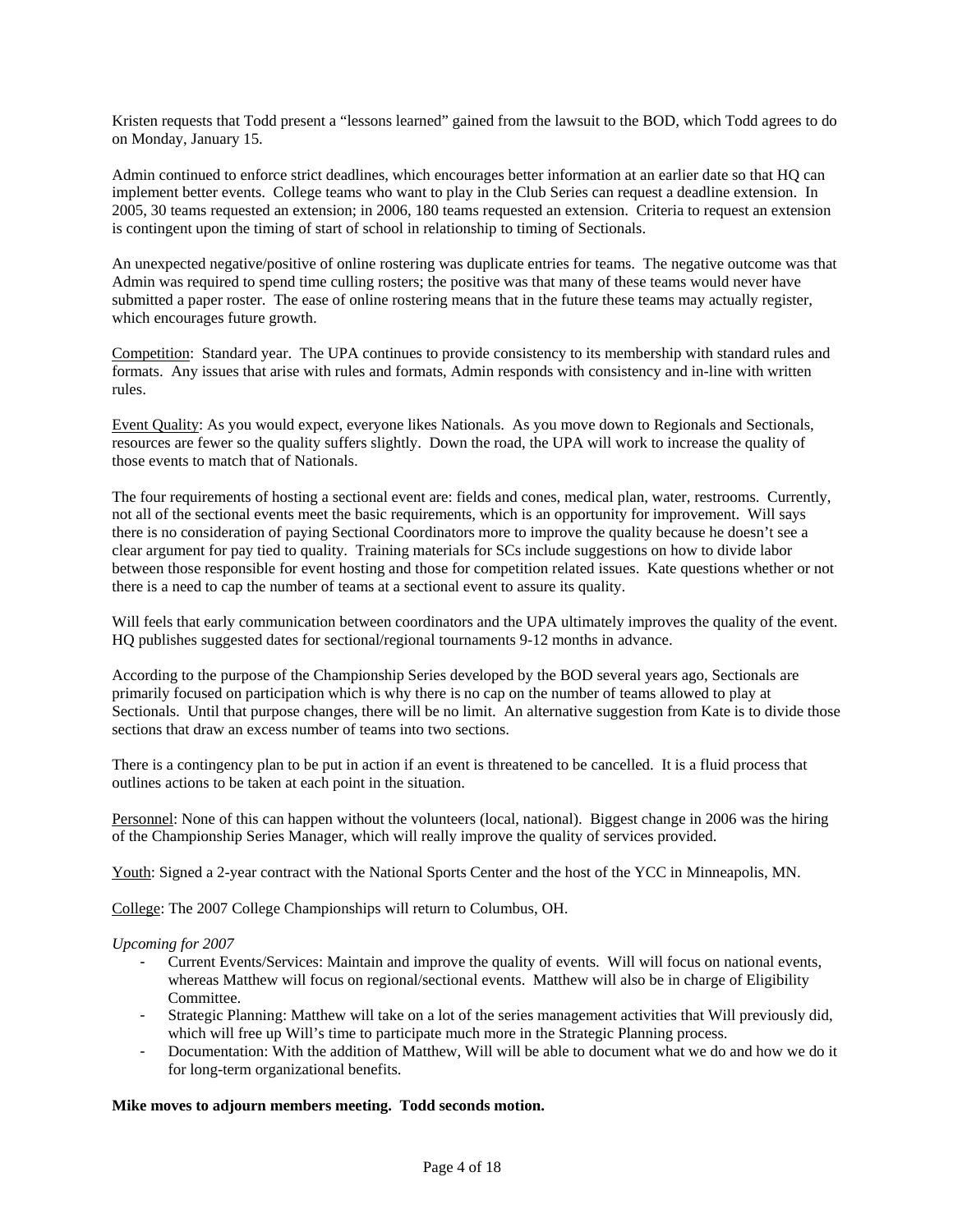Kristen requests that Todd present a "lessons learned" gained from the lawsuit to the BOD, which Todd agrees to do on Monday, January 15.

Admin continued to enforce strict deadlines, which encourages better information at an earlier date so that HQ can implement better events. College teams who want to play in the Club Series can request a deadline extension. In 2005, 30 teams requested an extension; in 2006, 180 teams requested an extension. Criteria to request an extension is contingent upon the timing of start of school in relationship to timing of Sectionals.

An unexpected negative/positive of online rostering was duplicate entries for teams. The negative outcome was that Admin was required to spend time culling rosters; the positive was that many of these teams would never have submitted a paper roster. The ease of online rostering means that in the future these teams may actually register, which encourages future growth.

<u>Competition</u>: Standard year. The UPA continues to provide consistency to its membership with standard rules and formats. Any issues that arise with rules and formats, Admin responds with consistency and in-line with written rules.

<u>Event Quality</u>: As you would expect, everyone likes Nationals. As you move down to Regionals and Sectionals, resources are fewer so the quality suffers slightly. Down the road, the UPA will work to increase the quality of those events to match that of Nationals.

The four requirements of hosting a sectional event are: fields and cones, medical plan, water, restrooms. Currently, not all of the sectional events meet the basic requirements, which is an opportunity for improvement. Will says there is no consideration of paying Sectional Coordinators more to improve the quality because he doesn't see a clear argument for pay tied to quality. Training materials for SCs include suggestions on how to divide labor between those responsible for event hosting and those for competition related issues. Kate questions whether or not there is a need to cap the number of teams at a sectional event to assure its quality.

Will feels that early communication between coordinators and the UPA ultimately improves the quality of the event. HQ publishes suggested dates for sectional/regional tournaments 9-12 months in advance.

According to the purpose of the Championship Series developed by the BOD several years ago, Sectionals are primarily focused on participation which is why there is no cap on the number of teams allowed to play at Sectionals. Until that purpose changes, there will be no limit. An alternative suggestion from Kate is to divide those sections that draw an excess number of teams into two sections.

There is a contingency plan to be put in action if an event is threatened to be cancelled. It is a fluid process that outlines actions to be taken at each point in the situation.

<u>Personnel</u>: None of this can happen without the volunteers (local, national). Biggest change in 2006 was the hiring of the Championship Series Manager, which will really improve the quality of services provided.

<u>Youth</u>: Signed a 2-year contract with the National Sports Center and the host of the YCC in Minneapolis, MN.

<u>College</u>: The 2007 College Championships will return to Columbus, OH.

*Upcoming for 2007*

- Current Events/Services: Maintain and improve the quality of events. Will will focus on national events, whereas Matthew will focus on regional/sectional events. Matthew will also be in charge of Eligibility Committee.
- Strategic Planning: Matthew will take on a lot of the series management activities that Will previously did, which will free up Will's time to participate much more in the Strategic Planning process.
- Documentation: With the addition of Matthew, Will will be able to document what we do and how we do it for long-term organizational benefits.

**Mike moves to adjourn members meeting. Todd seconds motion.**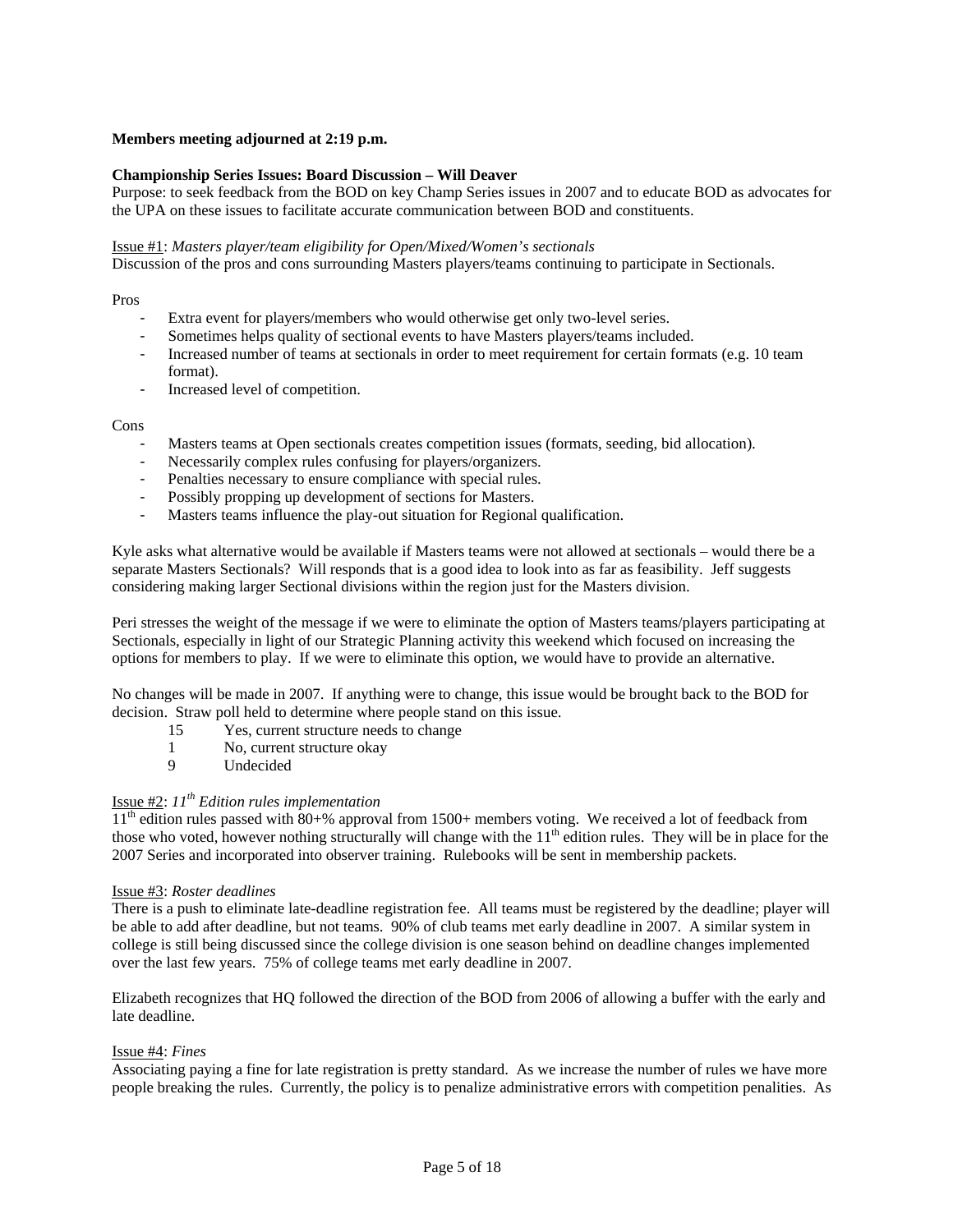**Members meeting adjourned at 2:19 p.m.**

**Championship Series Issues: Board Discussion – Will Deaver**

Purpose: to seek feedback from the BOD on key Champ Series issues in 2007 and to educate BOD as advocates for the UPA on these issues to facilitate accurate communication between BOD and constituents.

Issue #1: *Masters player/team eligibility for Open/Mixed/Women's sectionals*

Discussion of the pros and cons surrounding Masters players/teams continuing to participate in Sectionals.

Pros

- Extra event for players/members who would otherwise get only two-level series.
- Sometimes helps quality of sectional events to have Masters players/teams included.
- Increased number of teams at sectionals in order to meet requirement for certain formats (e.g. 10 team format).
- Increased level of competition.

Cons

- Masters teams at Open sectionals creates competition issues (formats, seeding, bid allocation).
- Necessarily complex rules confusing for players/organizers.
- Penalties necessary to ensure compliance with special rules.
- Possibly propping up development of sections for Masters.
- Masters teams influence the play-out situation for Regional qualification.

Kyle asks what alternative would be available if Masters teams were not allowed at sectionals – would there be a separate Masters Sectionals? Will responds that is a good idea to look into as far as feasibility. Jeff suggests considering making larger Sectional divisions within the region just for the Masters division.

Peri stresses the weight of the message if we were to eliminate the option of Masters teams/players participating at Sectionals, especially in light of our Strategic Planning activity this weekend which focused on increasing the options for members to play. If we were to eliminate this option, we would have to provide an alternative.

No changes will be made in 2007. If anything were to change, this issue would be brought back to the BOD for decision. Straw poll held to determine where people stand on this issue.

| | |
|---|---|
| 15 | Yes, current structure needs to change |
| 1 | No, current structure okay |
| 9 | Undecided |

Issue #2: *11th Edition rules implementation*

11th edition rules passed with 80+% approval from 1500+ members voting. We received a lot of feedback from those who voted, however nothing structurally will change with the 11th edition rules. They will be in place for the 2007 Series and incorporated into observer training. Rulebooks will be sent in membership packets.

Issue #3: *Roster deadlines*

There is a push to eliminate late-deadline registration fee. All teams must be registered by the deadline; player will be able to add after deadline, but not teams. 90% of club teams met early deadline in 2007. A similar system in college is still being discussed since the college division is one season behind on deadline changes implemented over the last few years. 75% of college teams met early deadline in 2007.

Elizabeth recognizes that HQ followed the direction of the BOD from 2006 of allowing a buffer with the early and late deadline.

Issue #4: *Fines*

Associating paying a fine for late registration is pretty standard. As we increase the number of rules we have more people breaking the rules. Currently, the policy is to penalize administrative errors with competition penalities. As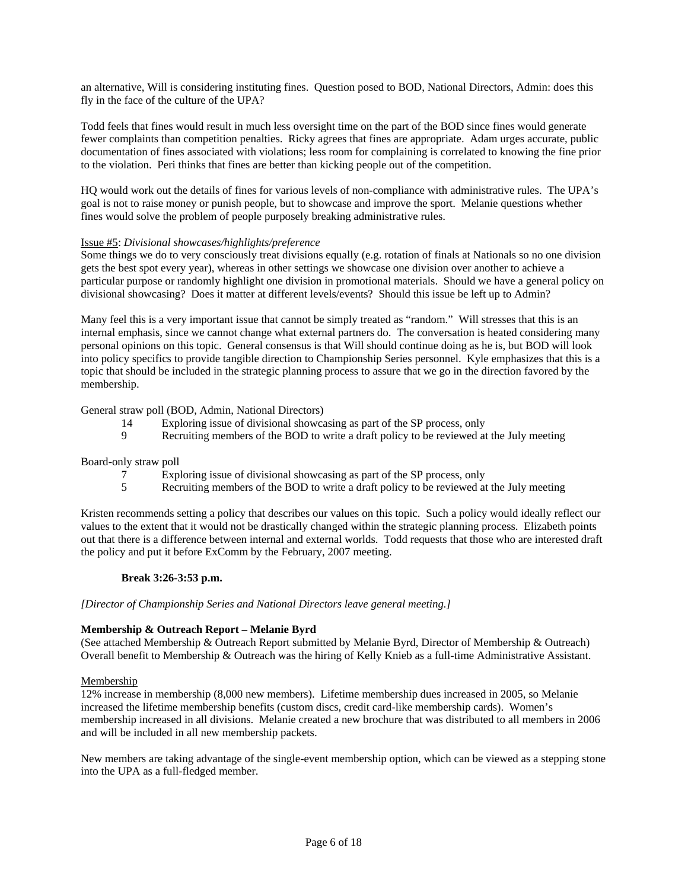an alternative, Will is considering instituting fines. Question posed to BOD, National Directors, Admin: does this fly in the face of the culture of the UPA?

Todd feels that fines would result in much less oversight time on the part of the BOD since fines would generate fewer complaints than competition penalties. Ricky agrees that fines are appropriate. Adam urges accurate, public documentation of fines associated with violations; less room for complaining is correlated to knowing the fine prior to the violation. Peri thinks that fines are better than kicking people out of the competition.

HQ would work out the details of fines for various levels of non-compliance with administrative rules. The UPA's goal is not to raise money or punish people, but to showcase and improve the sport. Melanie questions whether fines would solve the problem of people purposely breaking administrative rules.

Issue #5: *Divisional showcases/highlights/preference*

Some things we do to very consciously treat divisions equally (e.g. rotation of finals at Nationals so no one division gets the best spot every year), whereas in other settings we showcase one division over another to achieve a particular purpose or randomly highlight one division in promotional materials. Should we have a general policy on divisional showcasing? Does it matter at different levels/events? Should this issue be left up to Admin?

Many feel this is a very important issue that cannot be simply treated as "random." Will stresses that this is an internal emphasis, since we cannot change what external partners do. The conversation is heated considering many personal opinions on this topic. General consensus is that Will should continue doing as he is, but BOD will look into policy specifics to provide tangible direction to Championship Series personnel. Kyle emphasizes that this is a topic that should be included in the strategic planning process to assure that we go in the direction favored by the membership.

General straw poll (BOD, Admin, National Directors)

- 14 Exploring issue of divisional showcasing as part of the SP process, only
- 9 Recruiting members of the BOD to write a draft policy to be reviewed at the July meeting

Board-only straw poll

- 7 Exploring issue of divisional showcasing as part of the SP process, only
- 5 Recruiting members of the BOD to write a draft policy to be reviewed at the July meeting

Kristen recommends setting a policy that describes our values on this topic. Such a policy would ideally reflect our values to the extent that it would not be drastically changed within the strategic planning process. Elizabeth points out that there is a difference between internal and external worlds. Todd requests that those who are interested draft the policy and put it before ExComm by the February, 2007 meeting.

**Break 3:26-3:53 p.m.**

*[Director of Championship Series and National Directors leave general meeting.]*

**Membership & Outreach Report – Melanie Byrd**

(See attached Membership & Outreach Report submitted by Melanie Byrd, Director of Membership & Outreach) Overall benefit to Membership & Outreach was the hiring of Kelly Knieb as a full-time Administrative Assistant.

Membership

12% increase in membership (8,000 new members). Lifetime membership dues increased in 2005, so Melanie increased the lifetime membership benefits (custom discs, credit card-like membership cards). Women's membership increased in all divisions. Melanie created a new brochure that was distributed to all members in 2006 and will be included in all new membership packets.

New members are taking advantage of the single-event membership option, which can be viewed as a stepping stone into the UPA as a full-fledged member.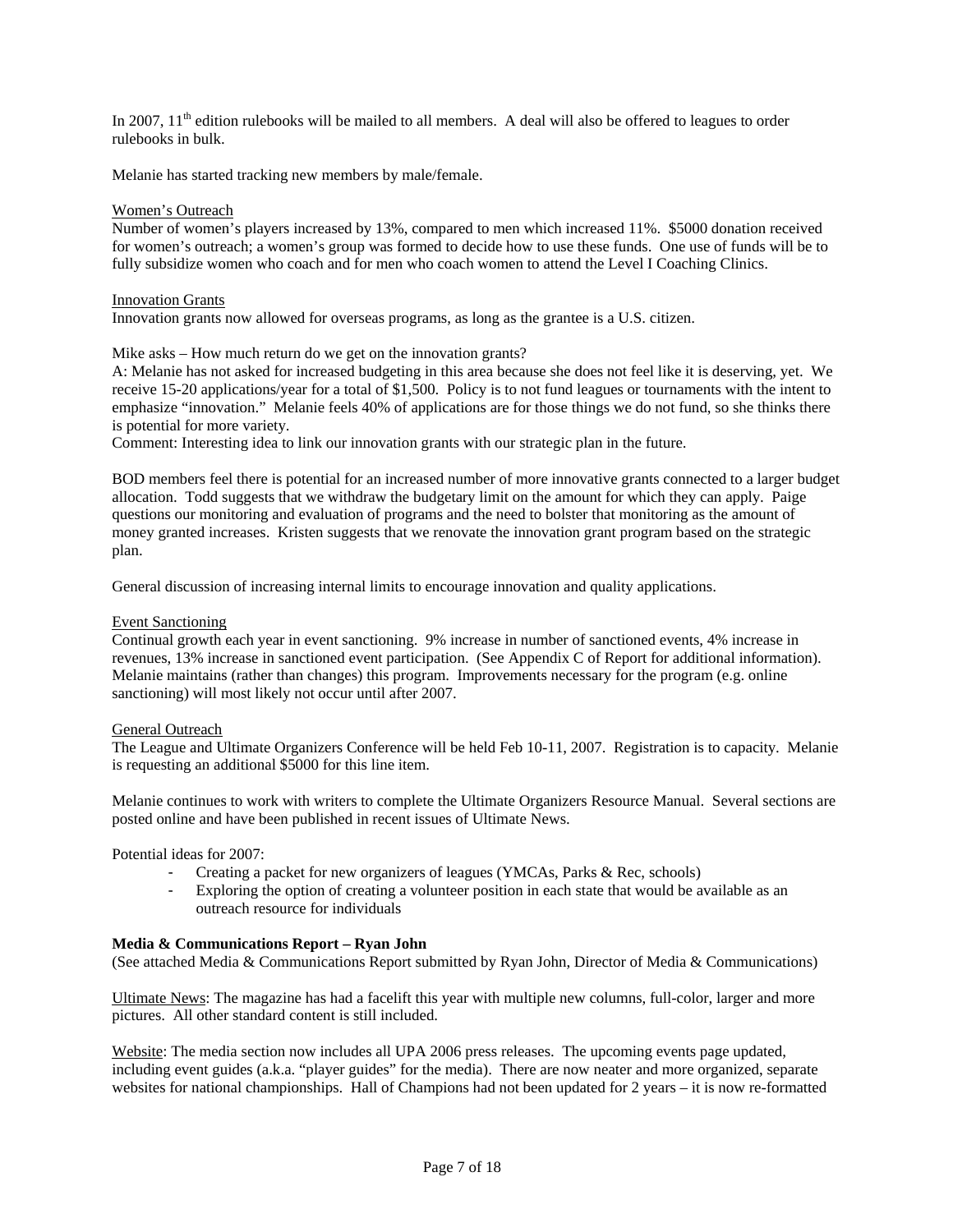In 2007, 11th edition rulebooks will be mailed to all members. A deal will also be offered to leagues to order rulebooks in bulk.

Melanie has started tracking new members by male/female.

Women's Outreach

Number of women's players increased by 13%, compared to men which increased 11%. $5000 donation received for women's outreach; a women's group was formed to decide how to use these funds. One use of funds will be to fully subsidize women who coach and for men who coach women to attend the Level I Coaching Clinics.

Innovation Grants

Innovation grants now allowed for overseas programs, as long as the grantee is a U.S. citizen.

Mike asks – How much return do we get on the innovation grants?

A: Melanie has not asked for increased budgeting in this area because she does not feel like it is deserving, yet. We receive 15-20 applications/year for a total of $1,500. Policy is to not fund leagues or tournaments with the intent to emphasize "innovation." Melanie feels 40% of applications are for those things we do not fund, so she thinks there is potential for more variety.

Comment: Interesting idea to link our innovation grants with our strategic plan in the future.

BOD members feel there is potential for an increased number of more innovative grants connected to a larger budget allocation. Todd suggests that we withdraw the budgetary limit on the amount for which they can apply. Paige questions our monitoring and evaluation of programs and the need to bolster that monitoring as the amount of money granted increases. Kristen suggests that we renovate the innovation grant program based on the strategic plan.

General discussion of increasing internal limits to encourage innovation and quality applications.

Event Sanctioning

Continual growth each year in event sanctioning. 9% increase in number of sanctioned events, 4% increase in revenues, 13% increase in sanctioned event participation. (See Appendix C of Report for additional information). Melanie maintains (rather than changes) this program. Improvements necessary for the program (e.g. online sanctioning) will most likely not occur until after 2007.

General Outreach

The League and Ultimate Organizers Conference will be held Feb 10-11, 2007. Registration is to capacity. Melanie is requesting an additional $5000 for this line item.

Melanie continues to work with writers to complete the Ultimate Organizers Resource Manual. Several sections are posted online and have been published in recent issues of Ultimate News.

Potential ideas for 2007:

- Creating a packet for new organizers of leagues (YMCAs, Parks & Rec, schools)
- Exploring the option of creating a volunteer position in each state that would be available as an outreach resource for individuals

**Media & Communications Report – Ryan John**

(See attached Media & Communications Report submitted by Ryan John, Director of Media & Communications)

Ultimate News: The magazine has had a facelift this year with multiple new columns, full-color, larger and more pictures. All other standard content is still included.

Website: The media section now includes all UPA 2006 press releases. The upcoming events page updated, including event guides (a.k.a. "player guides" for the media). There are now neater and more organized, separate websites for national championships. Hall of Champions had not been updated for 2 years – it is now re-formatted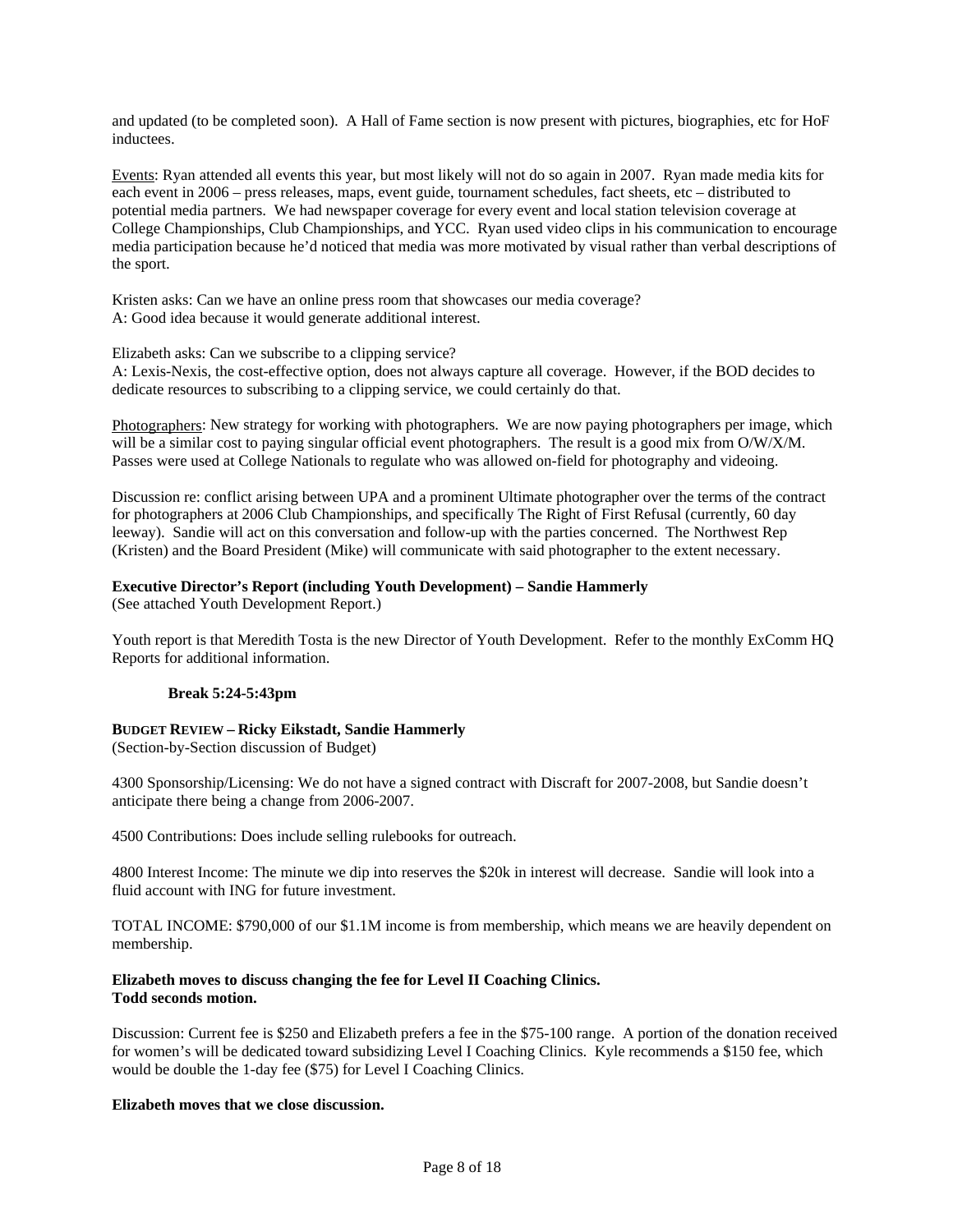and updated (to be completed soon). A Hall of Fame section is now present with pictures, biographies, etc for HoF inductees.

Events: Ryan attended all events this year, but most likely will not do so again in 2007. Ryan made media kits for each event in 2006 – press releases, maps, event guide, tournament schedules, fact sheets, etc – distributed to potential media partners. We had newspaper coverage for every event and local station television coverage at College Championships, Club Championships, and YCC. Ryan used video clips in his communication to encourage media participation because he'd noticed that media was more motivated by visual rather than verbal descriptions of the sport.

Kristen asks: Can we have an online press room that showcases our media coverage?
A: Good idea because it would generate additional interest.

Elizabeth asks: Can we subscribe to a clipping service?
A: Lexis-Nexis, the cost-effective option, does not always capture all coverage. However, if the BOD decides to dedicate resources to subscribing to a clipping service, we could certainly do that.

Photographers: New strategy for working with photographers. We are now paying photographers per image, which will be a similar cost to paying singular official event photographers. The result is a good mix from O/W/X/M. Passes were used at College Nationals to regulate who was allowed on-field for photography and videoing.

Discussion re: conflict arising between UPA and a prominent Ultimate photographer over the terms of the contract for photographers at 2006 Club Championships, and specifically The Right of First Refusal (currently, 60 day leeway). Sandie will act on this conversation and follow-up with the parties concerned. The Northwest Rep (Kristen) and the Board President (Mike) will communicate with said photographer to the extent necessary.

**Executive Director's Report (including Youth Development) – Sandie Hammerly**
(See attached Youth Development Report.)

Youth report is that Meredith Tosta is the new Director of Youth Development. Refer to the monthly ExComm HQ Reports for additional information.

**Break 5:24-5:43pm**

**BUDGET REVIEW – Ricky Eikstadt, Sandie Hammerly**
(Section-by-Section discussion of Budget)

4300 Sponsorship/Licensing: We do not have a signed contract with Discraft for 2007-2008, but Sandie doesn't anticipate there being a change from 2006-2007.

4500 Contributions: Does include selling rulebooks for outreach.

4800 Interest Income: The minute we dip into reserves the $20k in interest will decrease. Sandie will look into a fluid account with ING for future investment.

TOTAL INCOME: $790,000 of our $1.1M income is from membership, which means we are heavily dependent on membership.

**Elizabeth moves to discuss changing the fee for Level II Coaching Clinics.**
**Todd seconds motion.**

Discussion: Current fee is $250 and Elizabeth prefers a fee in the $75-100 range. A portion of the donation received for women's will be dedicated toward subsidizing Level I Coaching Clinics. Kyle recommends a $150 fee, which would be double the 1-day fee ($75) for Level I Coaching Clinics.

**Elizabeth moves that we close discussion.**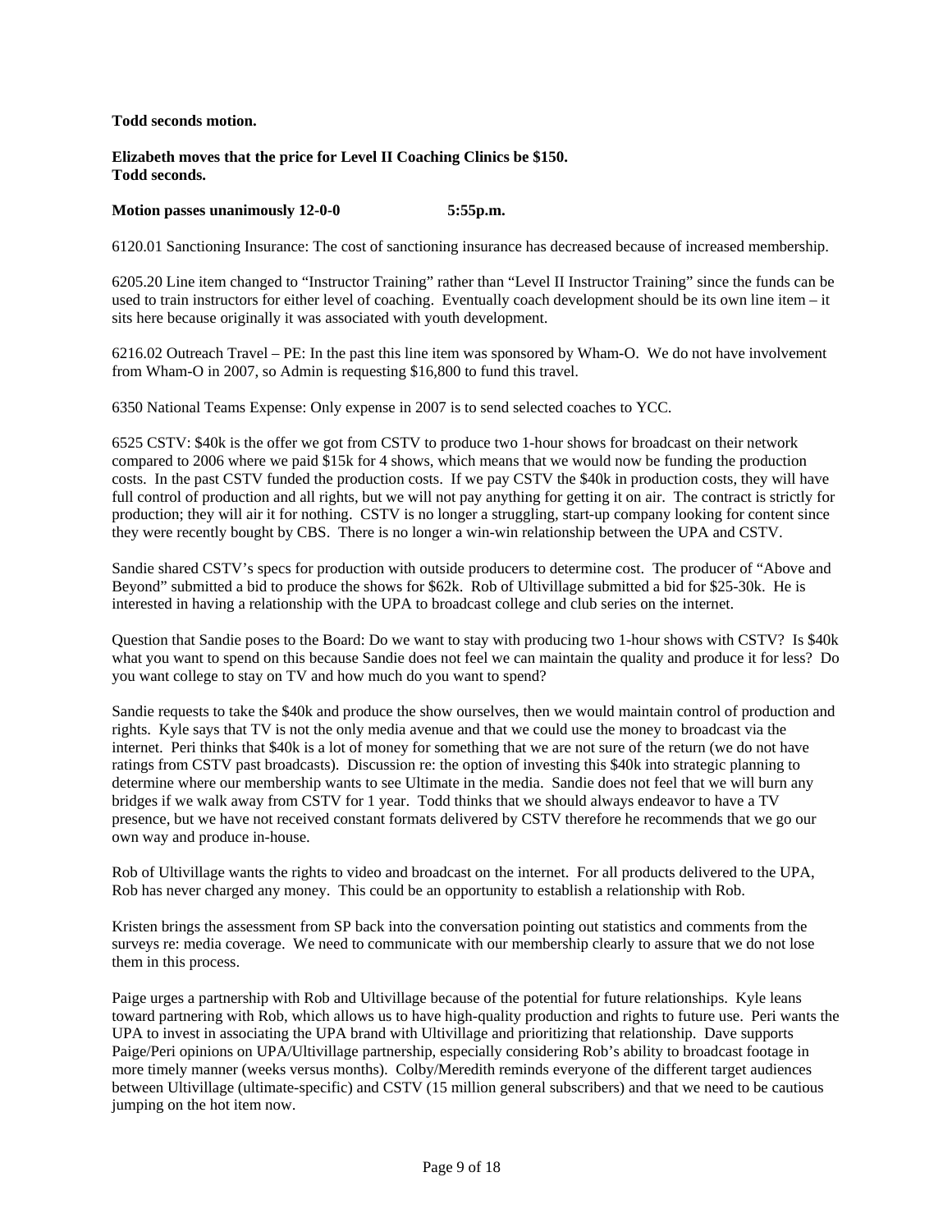**Todd seconds motion.**

**Elizabeth moves that the price for Level II Coaching Clinics be $150.**
**Todd seconds.**

**Motion passes unanimously 12-0-0 5:55p.m.**

6120.01 Sanctioning Insurance: The cost of sanctioning insurance has decreased because of increased membership.

6205.20 Line item changed to "Instructor Training" rather than "Level II Instructor Training" since the funds can be used to train instructors for either level of coaching. Eventually coach development should be its own line item – it sits here because originally it was associated with youth development.

6216.02 Outreach Travel – PE: In the past this line item was sponsored by Wham-O. We do not have involvement from Wham-O in 2007, so Admin is requesting $16,800 to fund this travel.

6350 National Teams Expense: Only expense in 2007 is to send selected coaches to YCC.

6525 CSTV: $40k is the offer we got from CSTV to produce two 1-hour shows for broadcast on their network compared to 2006 where we paid $15k for 4 shows, which means that we would now be funding the production costs. In the past CSTV funded the production costs. If we pay CSTV the $40k in production costs, they will have full control of production and all rights, but we will not pay anything for getting it on air. The contract is strictly for production; they will air it for nothing. CSTV is no longer a struggling, start-up company looking for content since they were recently bought by CBS. There is no longer a win-win relationship between the UPA and CSTV.

Sandie shared CSTV's specs for production with outside producers to determine cost. The producer of "Above and Beyond" submitted a bid to produce the shows for $62k. Rob of Ultivillage submitted a bid for $25-30k. He is interested in having a relationship with the UPA to broadcast college and club series on the internet.

Question that Sandie poses to the Board: Do we want to stay with producing two 1-hour shows with CSTV? Is $40k what you want to spend on this because Sandie does not feel we can maintain the quality and produce it for less? Do you want college to stay on TV and how much do you want to spend?

Sandie requests to take the $40k and produce the show ourselves, then we would maintain control of production and rights. Kyle says that TV is not the only media avenue and that we could use the money to broadcast via the internet. Peri thinks that $40k is a lot of money for something that we are not sure of the return (we do not have ratings from CSTV past broadcasts). Discussion re: the option of investing this $40k into strategic planning to determine where our membership wants to see Ultimate in the media. Sandie does not feel that we will burn any bridges if we walk away from CSTV for 1 year. Todd thinks that we should always endeavor to have a TV presence, but we have not received constant formats delivered by CSTV therefore he recommends that we go our own way and produce in-house.

Rob of Ultivillage wants the rights to video and broadcast on the internet. For all products delivered to the UPA, Rob has never charged any money. This could be an opportunity to establish a relationship with Rob.

Kristen brings the assessment from SP back into the conversation pointing out statistics and comments from the surveys re: media coverage. We need to communicate with our membership clearly to assure that we do not lose them in this process.

Paige urges a partnership with Rob and Ultivillage because of the potential for future relationships. Kyle leans toward partnering with Rob, which allows us to have high-quality production and rights to future use. Peri wants the UPA to invest in associating the UPA brand with Ultivillage and prioritizing that relationship. Dave supports Paige/Peri opinions on UPA/Ultivillage partnership, especially considering Rob's ability to broadcast footage in more timely manner (weeks versus months). Colby/Meredith reminds everyone of the different target audiences between Ultivillage (ultimate-specific) and CSTV (15 million general subscribers) and that we need to be cautious jumping on the hot item now.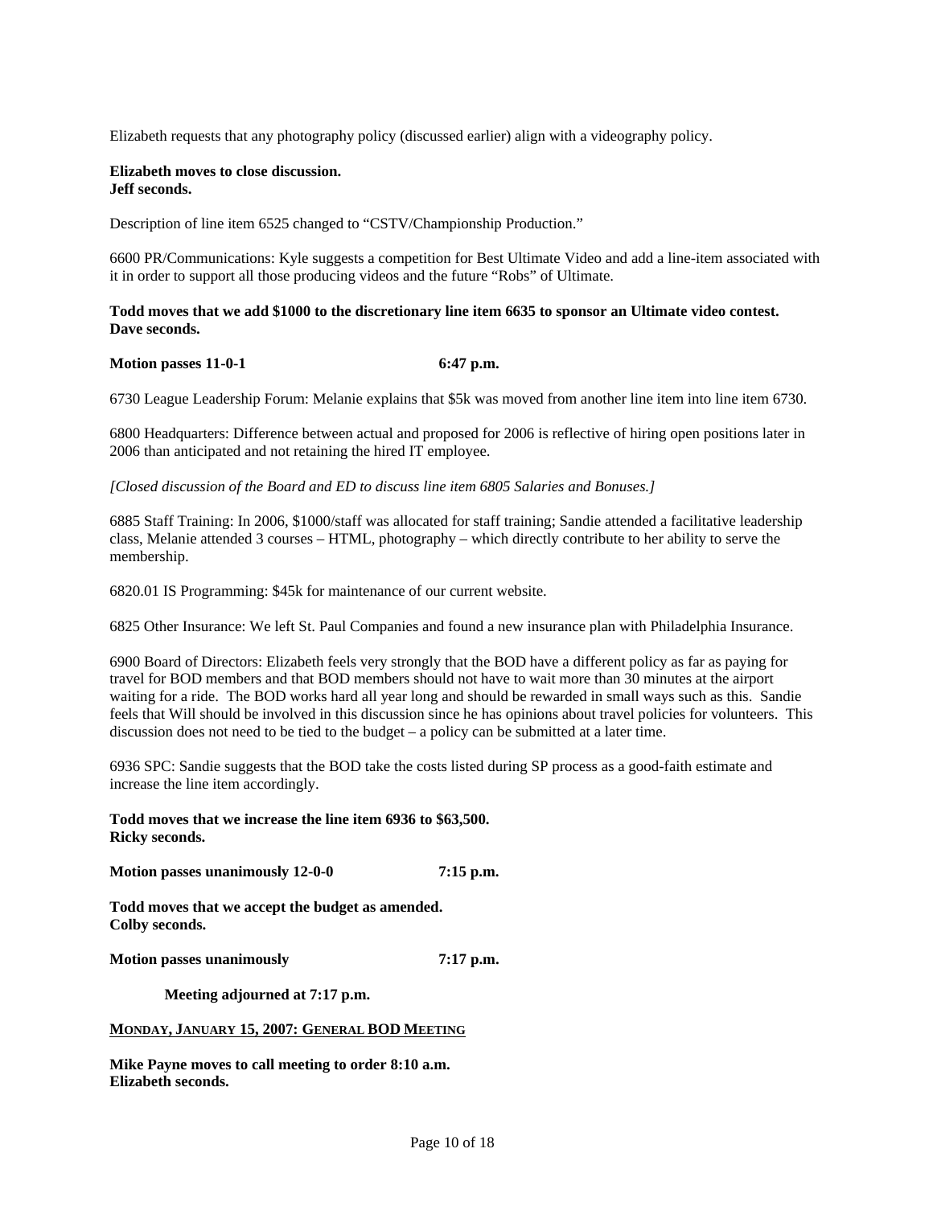Elizabeth requests that any photography policy (discussed earlier) align with a videography policy.

**Elizabeth moves to close discussion.**
**Jeff seconds.**

Description of line item 6525 changed to "CSTV/Championship Production."

6600 PR/Communications: Kyle suggests a competition for Best Ultimate Video and add a line-item associated with it in order to support all those producing videos and the future "Robs" of Ultimate.

**Todd moves that we add $1000 to the discretionary line item 6635 to sponsor an Ultimate video contest.**
**Dave seconds.**

**Motion passes 11-0-1 6:47 p.m.**

6730 League Leadership Forum: Melanie explains that $5k was moved from another line item into line item 6730.

6800 Headquarters: Difference between actual and proposed for 2006 is reflective of hiring open positions later in 2006 than anticipated and not retaining the hired IT employee.

*[Closed discussion of the Board and ED to discuss line item 6805 Salaries and Bonuses.]*

6885 Staff Training: In 2006, $1000/staff was allocated for staff training; Sandie attended a facilitative leadership class, Melanie attended 3 courses – HTML, photography – which directly contribute to her ability to serve the membership.

6820.01 IS Programming: $45k for maintenance of our current website.

6825 Other Insurance: We left St. Paul Companies and found a new insurance plan with Philadelphia Insurance.

6900 Board of Directors: Elizabeth feels very strongly that the BOD have a different policy as far as paying for travel for BOD members and that BOD members should not have to wait more than 30 minutes at the airport waiting for a ride. The BOD works hard all year long and should be rewarded in small ways such as this. Sandie feels that Will should be involved in this discussion since he has opinions about travel policies for volunteers. This discussion does not need to be tied to the budget – a policy can be submitted at a later time.

6936 SPC: Sandie suggests that the BOD take the costs listed during SP process as a good-faith estimate and increase the line item accordingly.

**Todd moves that we increase the line item 6936 to $63,500.**
**Ricky seconds.**

**Motion passes unanimously 12-0-0 7:15 p.m.**

**Todd moves that we accept the budget as amended.**
**Colby seconds.**

**Motion passes unanimously 7:17 p.m.**

**Meeting adjourned at 7:17 p.m.**

## MONDAY, JANUARY 15, 2007: GENERAL BOD MEETING

**Mike Payne moves to call meeting to order 8:10 a.m.**
**Elizabeth seconds.**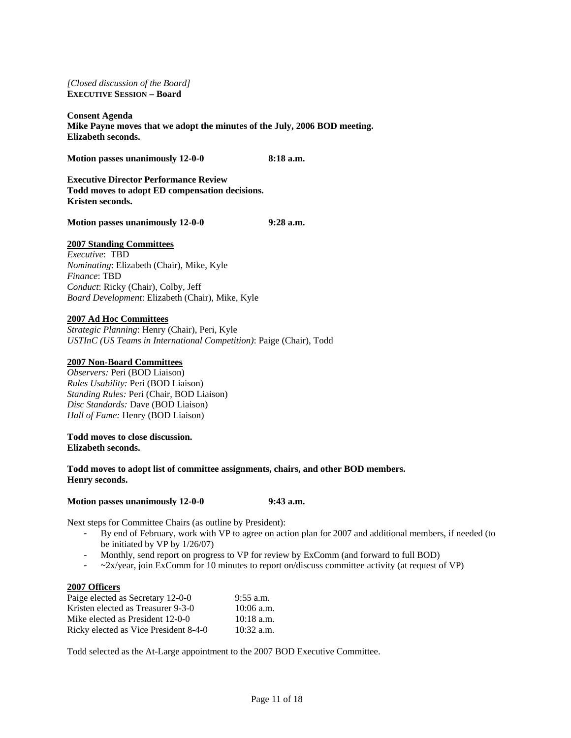*[Closed discussion of the Board]*
**EXECUTIVE SESSION – Board**

**Consent Agenda**
**Mike Payne moves that we adopt the minutes of the July, 2006 BOD meeting.**
**Elizabeth seconds.**

**Motion passes unanimously 12-0-0 8:18 a.m.**

**Executive Director Performance Review**
**Todd moves to adopt ED compensation decisions.**
**Kristen seconds.**

**Motion passes unanimously 12-0-0 9:28 a.m.**

**2007 Standing Committees**

*Executive*: TBD
*Nominating*: Elizabeth (Chair), Mike, Kyle
*Finance*: TBD
*Conduct*: Ricky (Chair), Colby, Jeff
*Board Development*: Elizabeth (Chair), Mike, Kyle

**2007 Ad Hoc Committees**

*Strategic Planning*: Henry (Chair), Peri, Kyle
*USTInC (US Teams in International Competition)*: Paige (Chair), Todd

**2007 Non-Board Committees**

*Observers:* Peri (BOD Liaison)
*Rules Usability:* Peri (BOD Liaison)
*Standing Rules:* Peri (Chair, BOD Liaison)
*Disc Standards:* Dave (BOD Liaison)
*Hall of Fame:* Henry (BOD Liaison)

**Todd moves to close discussion.**
**Elizabeth seconds.**

**Todd moves to adopt list of committee assignments, chairs, and other BOD members.**
**Henry seconds.**

**Motion passes unanimously 12-0-0 9:43 a.m.**

Next steps for Committee Chairs (as outline by President):

- By end of February, work with VP to agree on action plan for 2007 and additional members, if needed (to be initiated by VP by 1/26/07)
- Monthly, send report on progress to VP for review by ExComm (and forward to full BOD)
- ~2x/year, join ExComm for 10 minutes to report on/discuss committee activity (at request of VP)

**2007 Officers**

| | |
|---|---|
| Paige elected as Secretary 12-0-0 | 9:55 a.m. |
| Kristen elected as Treasurer 9-3-0 | 10:06 a.m. |
| Mike elected as President 12-0-0 | 10:18 a.m. |
| Ricky elected as Vice President 8-4-0 | 10:32 a.m. |

Todd selected as the At-Large appointment to the 2007 BOD Executive Committee.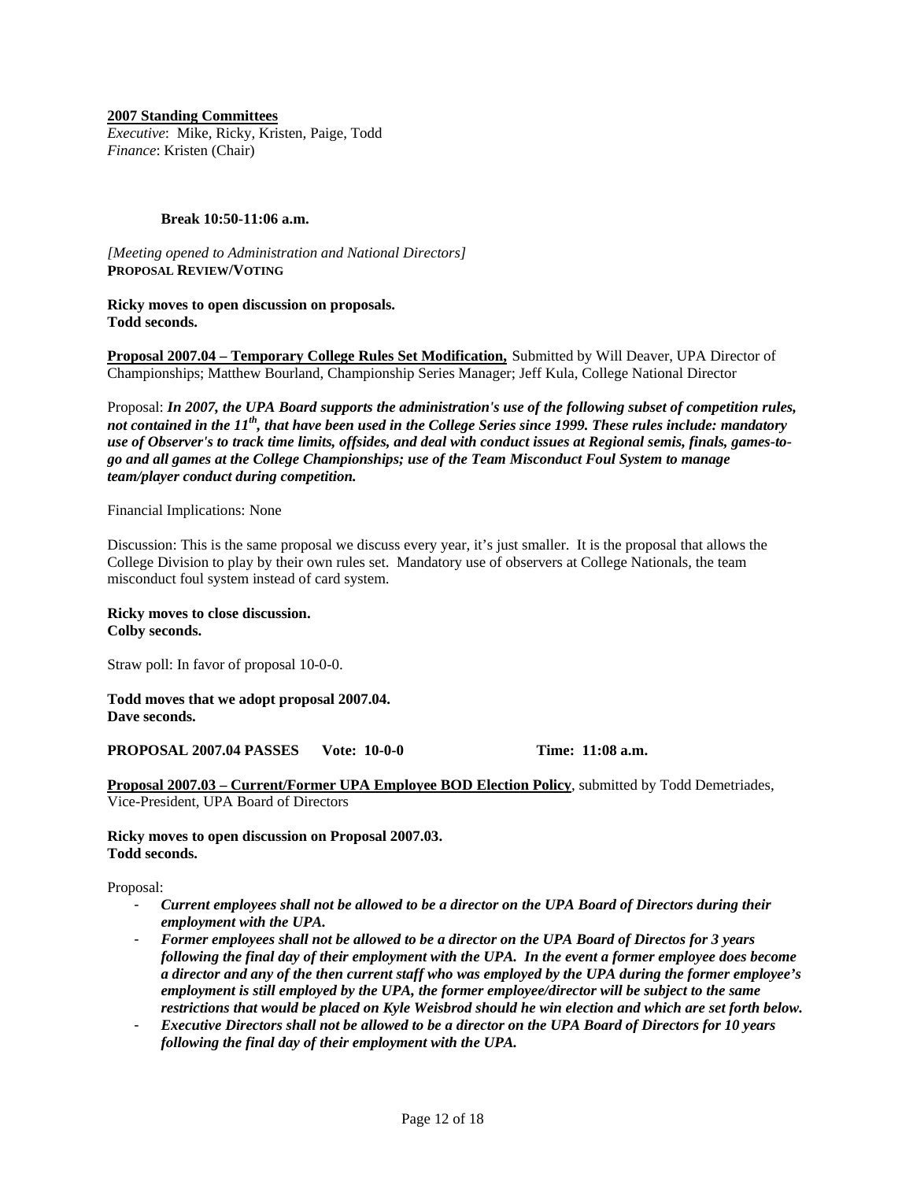**2007 Standing Committees**

*Executive*: Mike, Ricky, Kristen, Paige, Todd
*Finance*: Kristen (Chair)

**Break 10:50-11:06 a.m.**

*[Meeting opened to Administration and National Directors]*
**PROPOSAL REVIEW/VOTING**

**Ricky moves to open discussion on proposals.**
**Todd seconds.**

**Proposal 2007.04 – Temporary College Rules Set Modification,** Submitted by Will Deaver, UPA Director of Championships; Matthew Bourland, Championship Series Manager; Jeff Kula, College National Director

Proposal: ***In 2007, the UPA Board supports the administration's use of the following subset of competition rules, not contained in the 11th, that have been used in the College Series since 1999. These rules include: mandatory use of Observer's to track time limits, offsides, and deal with conduct issues at Regional semis, finals, games-to-go and all games at the College Championships; use of the Team Misconduct Foul System to manage team/player conduct during competition.***

Financial Implications: None

Discussion: This is the same proposal we discuss every year, it's just smaller. It is the proposal that allows the College Division to play by their own rules set. Mandatory use of observers at College Nationals, the team misconduct foul system instead of card system.

**Ricky moves to close discussion.**
**Colby seconds.**

Straw poll: In favor of proposal 10-0-0.

**Todd moves that we adopt proposal 2007.04.**
**Dave seconds.**

**PROPOSAL 2007.04 PASSES Vote: 10-0-0 Time: 11:08 a.m.**

**Proposal 2007.03 – Current/Former UPA Employee BOD Election Policy**, submitted by Todd Demetriades, Vice-President, UPA Board of Directors

**Ricky moves to open discussion on Proposal 2007.03.**
**Todd seconds.**

Proposal:

- ***Current employees shall not be allowed to be a director on the UPA Board of Directors during their employment with the UPA.***
- ***Former employees shall not be allowed to be a director on the UPA Board of Directos for 3 years following the final day of their employment with the UPA. In the event a former employee does become a director and any of the then current staff who was employed by the UPA during the former employee's employment is still employed by the UPA, the former employee/director will be subject to the same restrictions that would be placed on Kyle Weisbrod should he win election and which are set forth below.***
- ***Executive Directors shall not be allowed to be a director on the UPA Board of Directors for 10 years following the final day of their employment with the UPA.***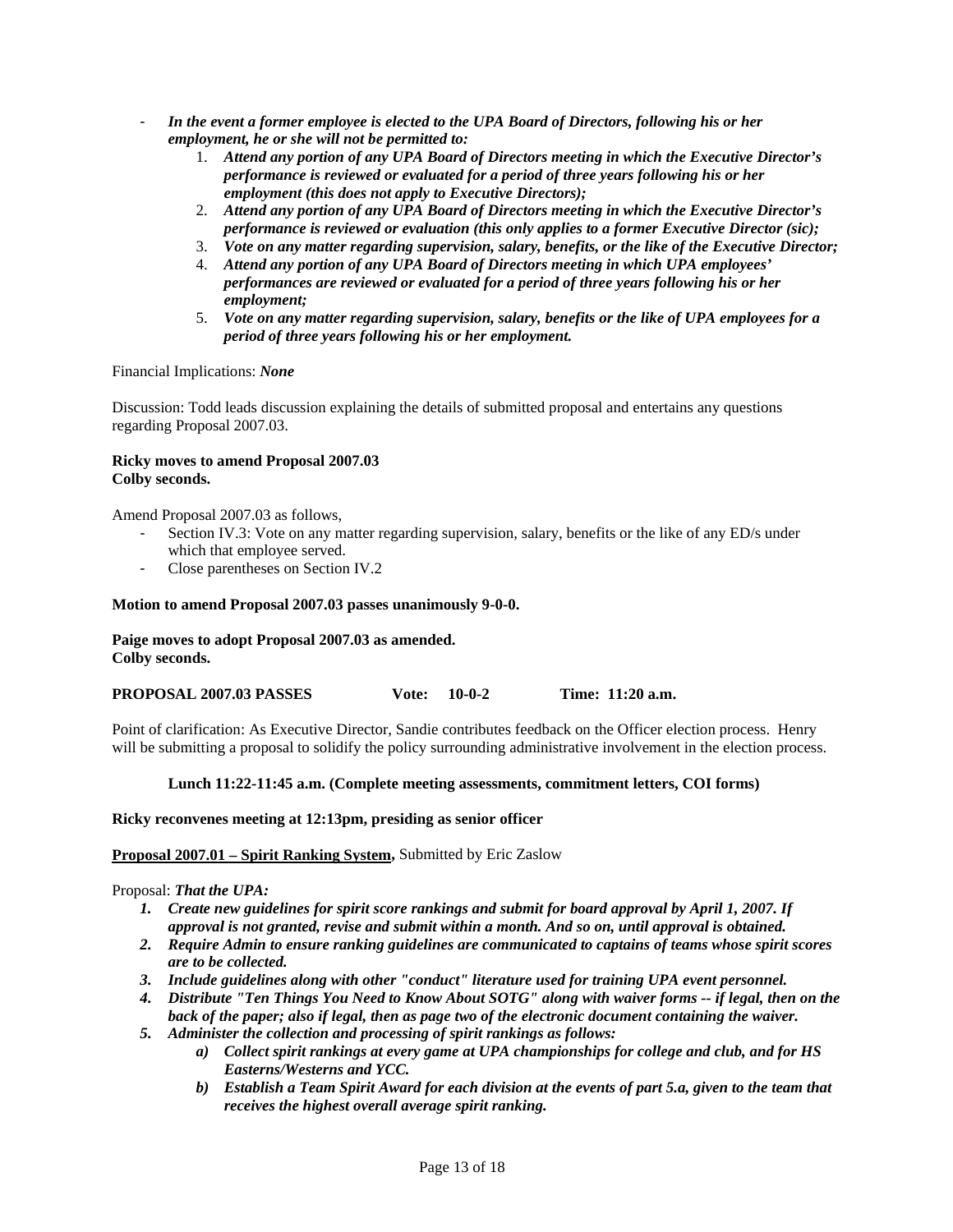- ***In the event a former employee is elected to the UPA Board of Directors, following his or her employment, he or she will not be permitted to:***
    1. ***Attend any portion of any UPA Board of Directors meeting in which the Executive Director's performance is reviewed or evaluated for a period of three years following his or her employment (this does not apply to Executive Directors);***
    2. ***Attend any portion of any UPA Board of Directors meeting in which the Executive Director's performance is reviewed or evaluation (this only applies to a former Executive Director (sic);***
    3. ***Vote on any matter regarding supervision, salary, benefits, or the like of the Executive Director;***
    4. ***Attend any portion of any UPA Board of Directors meeting in which UPA employees' performances are reviewed or evaluated for a period of three years following his or her employment;***
    5. ***Vote on any matter regarding supervision, salary, benefits or the like of UPA employees for a period of three years following his or her employment.***

Financial Implications: ***None***

Discussion: Todd leads discussion explaining the details of submitted proposal and entertains any questions regarding Proposal 2007.03.

**Ricky moves to amend Proposal 2007.03**
**Colby seconds.**

Amend Proposal 2007.03 as follows,

- Section IV.3: Vote on any matter regarding supervision, salary, benefits or the like of any ED/s under which that employee served.
- Close parentheses on Section IV.2

**Motion to amend Proposal 2007.03 passes unanimously 9-0-0.**

**Paige moves to adopt Proposal 2007.03 as amended.**
**Colby seconds.**

**PROPOSAL 2007.03 PASSES Vote: 10-0-2 Time: 11:20 a.m.**

Point of clarification: As Executive Director, Sandie contributes feedback on the Officer election process. Henry will be submitting a proposal to solidify the policy surrounding administrative involvement in the election process.

**Lunch 11:22-11:45 a.m. (Complete meeting assessments, commitment letters, COI forms)**

**Ricky reconvenes meeting at 12:13pm, presiding as senior officer**

**Proposal 2007.01 – Spirit Ranking System,** Submitted by Eric Zaslow

Proposal: ***That the UPA:***

1. ***Create new guidelines for spirit score rankings and submit for board approval by April 1, 2007. If approval is not granted, revise and submit within a month. And so on, until approval is obtained.***
2. ***Require Admin to ensure ranking guidelines are communicated to captains of teams whose spirit scores are to be collected.***
3. ***Include guidelines along with other "conduct" literature used for training UPA event personnel.***
4. ***Distribute "Ten Things You Need to Know About SOTG" along with waiver forms -- if legal, then on the back of the paper; also if legal, then as page two of the electronic document containing the waiver.***
5. ***Administer the collection and processing of spirit rankings as follows:***
    a) ***Collect spirit rankings at every game at UPA championships for college and club, and for HS Easterns/Westerns and YCC.***
    b) ***Establish a Team Spirit Award for each division at the events of part 5.a, given to the team that receives the highest overall average spirit ranking.***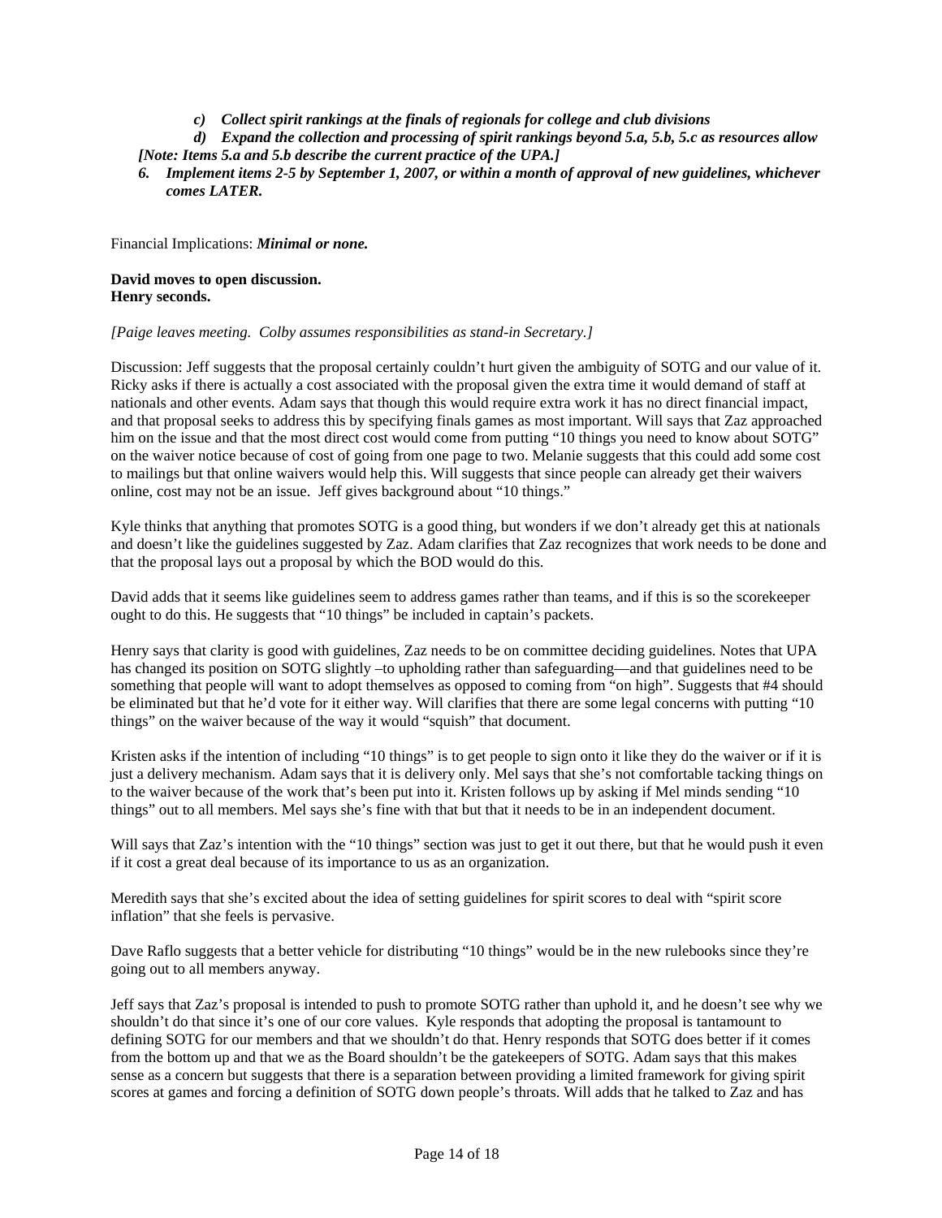*c) Collect spirit rankings at the finals of regionals for college and club divisions*

*d) Expand the collection and processing of spirit rankings beyond 5.a, 5.b, 5.c as resources allow*

***[Note: Items 5.a and 5.b describe the current practice of the UPA.]***

***6. Implement items 2-5 by September 1, 2007, or within a month of approval of new guidelines, whichever comes LATER.***

Financial Implications: ***Minimal or none.***

**David moves to open discussion.**
**Henry seconds.**

*[Paige leaves meeting. Colby assumes responsibilities as stand-in Secretary.]*

Discussion: Jeff suggests that the proposal certainly couldn't hurt given the ambiguity of SOTG and our value of it. Ricky asks if there is actually a cost associated with the proposal given the extra time it would demand of staff at nationals and other events. Adam says that though this would require extra work it has no direct financial impact, and that proposal seeks to address this by specifying finals games as most important. Will says that Zaz approached him on the issue and that the most direct cost would come from putting "10 things you need to know about SOTG" on the waiver notice because of cost of going from one page to two. Melanie suggests that this could add some cost to mailings but that online waivers would help this. Will suggests that since people can already get their waivers online, cost may not be an issue. Jeff gives background about "10 things."

Kyle thinks that anything that promotes SOTG is a good thing, but wonders if we don't already get this at nationals and doesn't like the guidelines suggested by Zaz. Adam clarifies that Zaz recognizes that work needs to be done and that the proposal lays out a proposal by which the BOD would do this.

David adds that it seems like guidelines seem to address games rather than teams, and if this is so the scorekeeper ought to do this. He suggests that "10 things" be included in captain's packets.

Henry says that clarity is good with guidelines, Zaz needs to be on committee deciding guidelines. Notes that UPA has changed its position on SOTG slightly –to upholding rather than safeguarding—and that guidelines need to be something that people will want to adopt themselves as opposed to coming from "on high". Suggests that #4 should be eliminated but that he'd vote for it either way. Will clarifies that there are some legal concerns with putting "10 things" on the waiver because of the way it would "squish" that document.

Kristen asks if the intention of including "10 things" is to get people to sign onto it like they do the waiver or if it is just a delivery mechanism. Adam says that it is delivery only. Mel says that she's not comfortable tacking things on to the waiver because of the work that's been put into it. Kristen follows up by asking if Mel minds sending "10 things" out to all members. Mel says she's fine with that but that it needs to be in an independent document.

Will says that Zaz's intention with the "10 things" section was just to get it out there, but that he would push it even if it cost a great deal because of its importance to us as an organization.

Meredith says that she's excited about the idea of setting guidelines for spirit scores to deal with "spirit score inflation" that she feels is pervasive.

Dave Raflo suggests that a better vehicle for distributing "10 things" would be in the new rulebooks since they're going out to all members anyway.

Jeff says that Zaz's proposal is intended to push to promote SOTG rather than uphold it, and he doesn't see why we shouldn't do that since it's one of our core values. Kyle responds that adopting the proposal is tantamount to defining SOTG for our members and that we shouldn't do that. Henry responds that SOTG does better if it comes from the bottom up and that we as the Board shouldn't be the gatekeepers of SOTG. Adam says that this makes sense as a concern but suggests that there is a separation between providing a limited framework for giving spirit scores at games and forcing a definition of SOTG down people's throats. Will adds that he talked to Zaz and has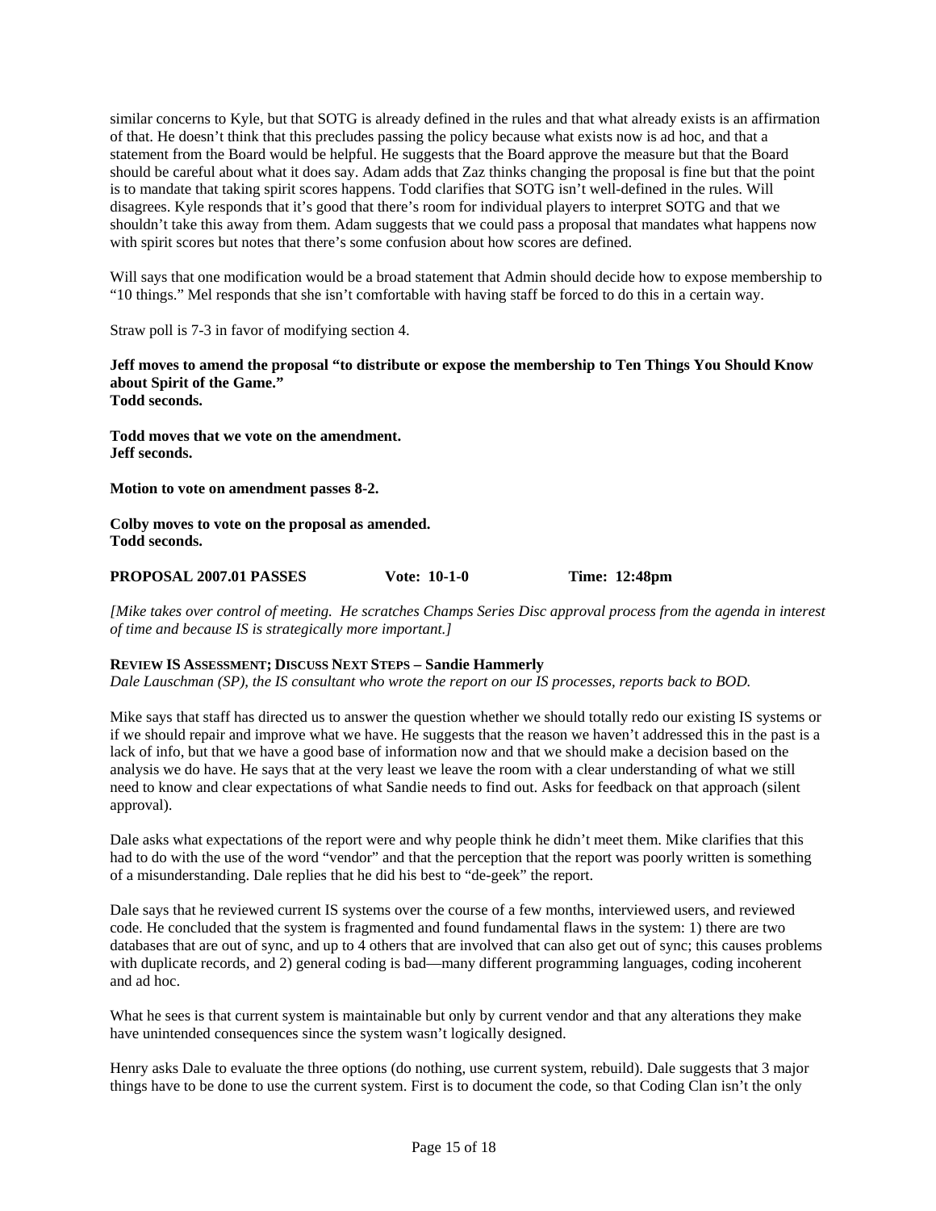similar concerns to Kyle, but that SOTG is already defined in the rules and that what already exists is an affirmation of that. He doesn't think that this precludes passing the policy because what exists now is ad hoc, and that a statement from the Board would be helpful. He suggests that the Board approve the measure but that the Board should be careful about what it does say. Adam adds that Zaz thinks changing the proposal is fine but that the point is to mandate that taking spirit scores happens. Todd clarifies that SOTG isn't well-defined in the rules. Will disagrees. Kyle responds that it's good that there's room for individual players to interpret SOTG and that we shouldn't take this away from them. Adam suggests that we could pass a proposal that mandates what happens now with spirit scores but notes that there's some confusion about how scores are defined.

Will says that one modification would be a broad statement that Admin should decide how to expose membership to "10 things." Mel responds that she isn't comfortable with having staff be forced to do this in a certain way.

Straw poll is 7-3 in favor of modifying section 4.

**Jeff moves to amend the proposal "to distribute or expose the membership to Ten Things You Should Know about Spirit of the Game."**
**Todd seconds.**

**Todd moves that we vote on the amendment.**
**Jeff seconds.**

**Motion to vote on amendment passes 8-2.**

**Colby moves to vote on the proposal as amended.**
**Todd seconds.**

**PROPOSAL 2007.01 PASSES Vote: 10-1-0 Time: 12:48pm**

*[Mike takes over control of meeting. He scratches Champs Series Disc approval process from the agenda in interest of time and because IS is strategically more important.]*

**REVIEW IS ASSESSMENT; DISCUSS NEXT STEPS – Sandie Hammerly**
*Dale Lauschman (SP), the IS consultant who wrote the report on our IS processes, reports back to BOD.*

Mike says that staff has directed us to answer the question whether we should totally redo our existing IS systems or if we should repair and improve what we have. He suggests that the reason we haven't addressed this in the past is a lack of info, but that we have a good base of information now and that we should make a decision based on the analysis we do have. He says that at the very least we leave the room with a clear understanding of what we still need to know and clear expectations of what Sandie needs to find out. Asks for feedback on that approach (silent approval).

Dale asks what expectations of the report were and why people think he didn't meet them. Mike clarifies that this had to do with the use of the word "vendor" and that the perception that the report was poorly written is something of a misunderstanding. Dale replies that he did his best to "de-geek" the report.

Dale says that he reviewed current IS systems over the course of a few months, interviewed users, and reviewed code. He concluded that the system is fragmented and found fundamental flaws in the system: 1) there are two databases that are out of sync, and up to 4 others that are involved that can also get out of sync; this causes problems with duplicate records, and 2) general coding is bad—many different programming languages, coding incoherent and ad hoc.

What he sees is that current system is maintainable but only by current vendor and that any alterations they make have unintended consequences since the system wasn't logically designed.

Henry asks Dale to evaluate the three options (do nothing, use current system, rebuild). Dale suggests that 3 major things have to be done to use the current system. First is to document the code, so that Coding Clan isn't the only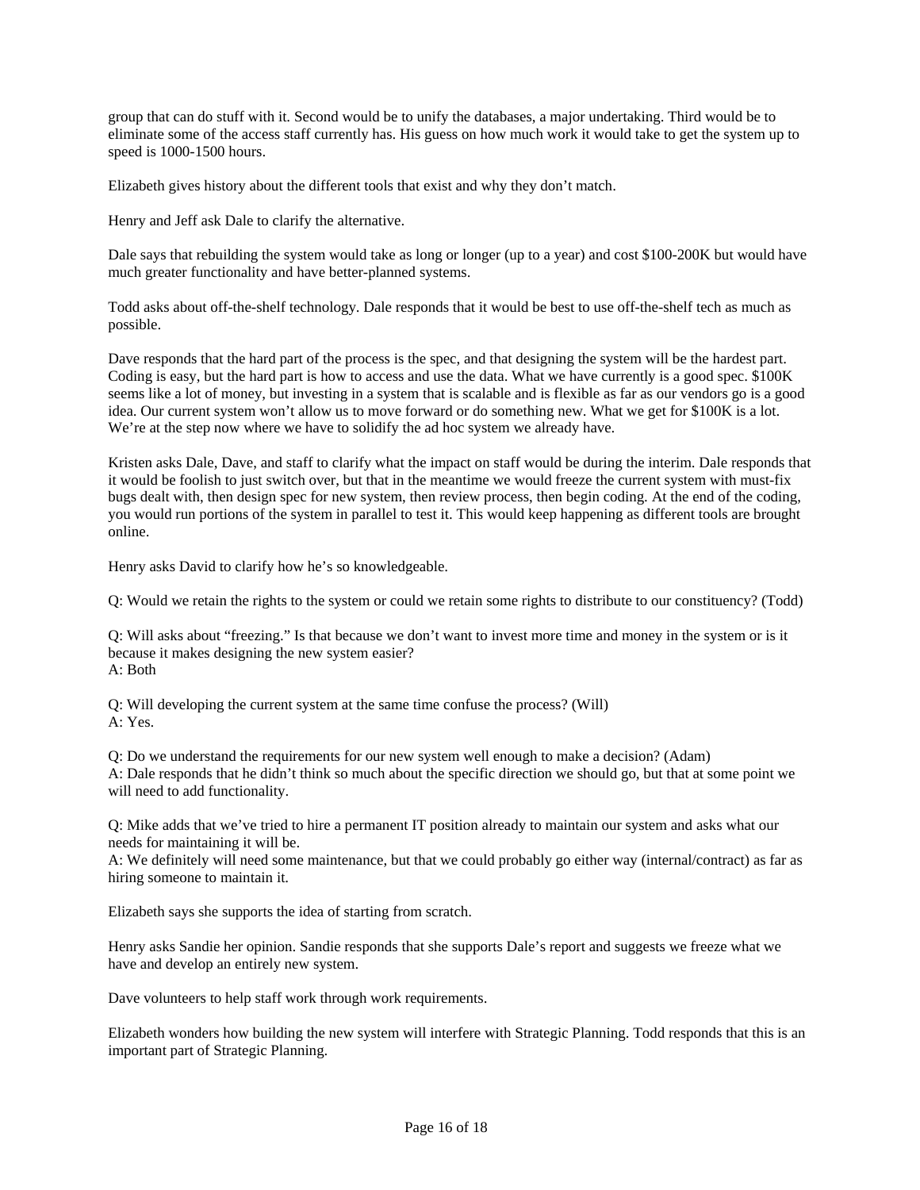group that can do stuff with it. Second would be to unify the databases, a major undertaking. Third would be to eliminate some of the access staff currently has. His guess on how much work it would take to get the system up to speed is 1000-1500 hours.

Elizabeth gives history about the different tools that exist and why they don't match.

Henry and Jeff ask Dale to clarify the alternative.

Dale says that rebuilding the system would take as long or longer (up to a year) and cost $100-200K but would have much greater functionality and have better-planned systems.

Todd asks about off-the-shelf technology. Dale responds that it would be best to use off-the-shelf tech as much as possible.

Dave responds that the hard part of the process is the spec, and that designing the system will be the hardest part. Coding is easy, but the hard part is how to access and use the data. What we have currently is a good spec. $100K seems like a lot of money, but investing in a system that is scalable and is flexible as far as our vendors go is a good idea. Our current system won't allow us to move forward or do something new. What we get for $100K is a lot. We're at the step now where we have to solidify the ad hoc system we already have.

Kristen asks Dale, Dave, and staff to clarify what the impact on staff would be during the interim. Dale responds that it would be foolish to just switch over, but that in the meantime we would freeze the current system with must-fix bugs dealt with, then design spec for new system, then review process, then begin coding. At the end of the coding, you would run portions of the system in parallel to test it. This would keep happening as different tools are brought online.

Henry asks David to clarify how he's so knowledgeable.

Q: Would we retain the rights to the system or could we retain some rights to distribute to our constituency? (Todd)

Q: Will asks about "freezing." Is that because we don't want to invest more time and money in the system or is it because it makes designing the new system easier?
A: Both

Q: Will developing the current system at the same time confuse the process? (Will)
A: Yes.

Q: Do we understand the requirements for our new system well enough to make a decision? (Adam)
A: Dale responds that he didn't think so much about the specific direction we should go, but that at some point we will need to add functionality.

Q: Mike adds that we've tried to hire a permanent IT position already to maintain our system and asks what our needs for maintaining it will be.
A: We definitely will need some maintenance, but that we could probably go either way (internal/contract) as far as hiring someone to maintain it.

Elizabeth says she supports the idea of starting from scratch.

Henry asks Sandie her opinion. Sandie responds that she supports Dale's report and suggests we freeze what we have and develop an entirely new system.

Dave volunteers to help staff work through work requirements.

Elizabeth wonders how building the new system will interfere with Strategic Planning. Todd responds that this is an important part of Strategic Planning.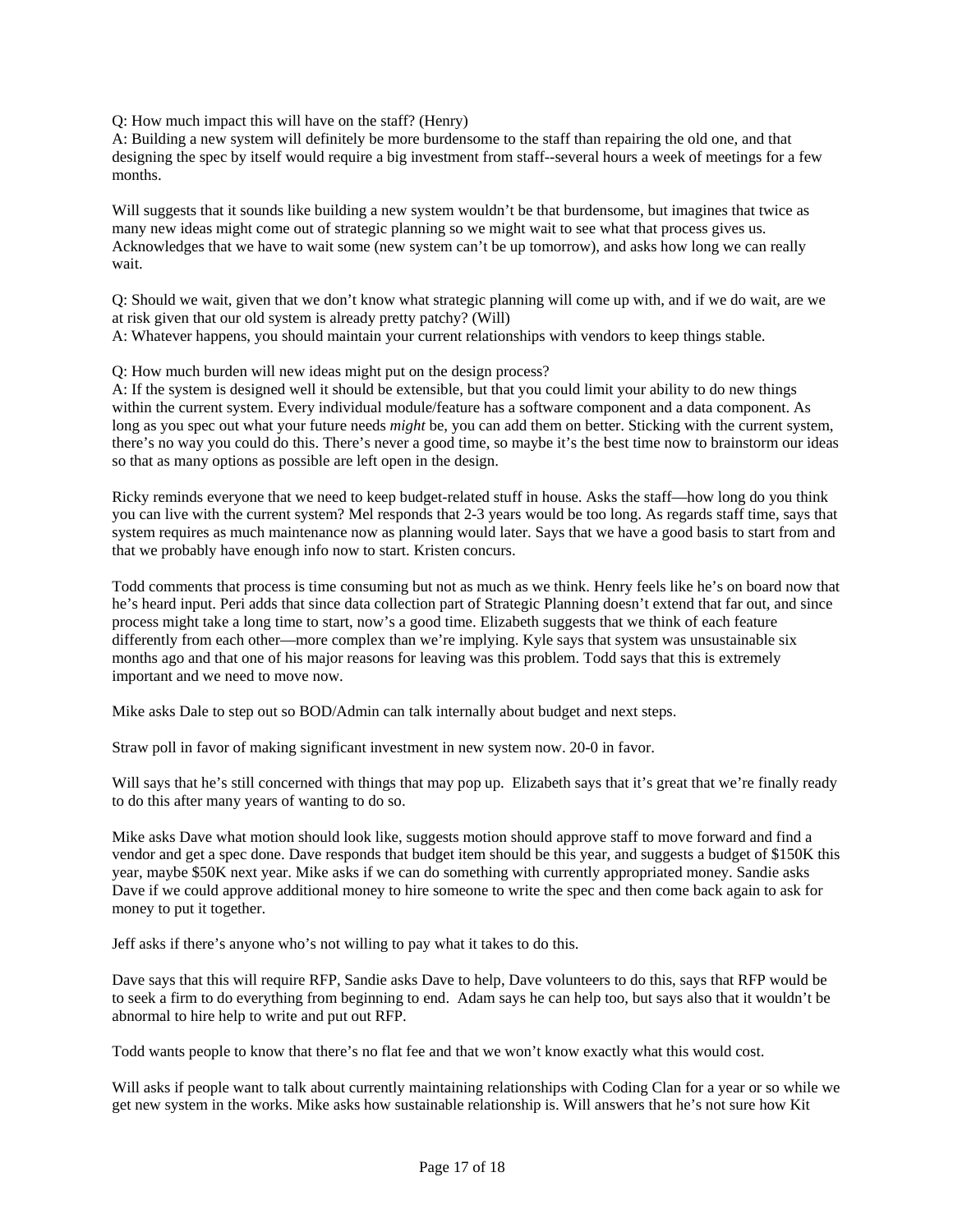Q: How much impact this will have on the staff? (Henry)
A: Building a new system will definitely be more burdensome to the staff than repairing the old one, and that designing the spec by itself would require a big investment from staff--several hours a week of meetings for a few months.

Will suggests that it sounds like building a new system wouldn't be that burdensome, but imagines that twice as many new ideas might come out of strategic planning so we might wait to see what that process gives us. Acknowledges that we have to wait some (new system can't be up tomorrow), and asks how long we can really wait.

Q: Should we wait, given that we don't know what strategic planning will come up with, and if we do wait, are we at risk given that our old system is already pretty patchy? (Will)
A: Whatever happens, you should maintain your current relationships with vendors to keep things stable.

Q: How much burden will new ideas might put on the design process?
A: If the system is designed well it should be extensible, but that you could limit your ability to do new things within the current system. Every individual module/feature has a software component and a data component. As long as you spec out what your future needs *might* be, you can add them on better. Sticking with the current system, there's no way you could do this. There's never a good time, so maybe it's the best time now to brainstorm our ideas so that as many options as possible are left open in the design.

Ricky reminds everyone that we need to keep budget-related stuff in house. Asks the staff—how long do you think you can live with the current system? Mel responds that 2-3 years would be too long. As regards staff time, says that system requires as much maintenance now as planning would later. Says that we have a good basis to start from and that we probably have enough info now to start. Kristen concurs.

Todd comments that process is time consuming but not as much as we think. Henry feels like he's on board now that he's heard input. Peri adds that since data collection part of Strategic Planning doesn't extend that far out, and since process might take a long time to start, now's a good time. Elizabeth suggests that we think of each feature differently from each other—more complex than we're implying. Kyle says that system was unsustainable six months ago and that one of his major reasons for leaving was this problem. Todd says that this is extremely important and we need to move now.

Mike asks Dale to step out so BOD/Admin can talk internally about budget and next steps.

Straw poll in favor of making significant investment in new system now. 20-0 in favor.

Will says that he's still concerned with things that may pop up. Elizabeth says that it's great that we're finally ready to do this after many years of wanting to do so.

Mike asks Dave what motion should look like, suggests motion should approve staff to move forward and find a vendor and get a spec done. Dave responds that budget item should be this year, and suggests a budget of $150K this year, maybe $50K next year. Mike asks if we can do something with currently appropriated money. Sandie asks Dave if we could approve additional money to hire someone to write the spec and then come back again to ask for money to put it together.

Jeff asks if there's anyone who's not willing to pay what it takes to do this.

Dave says that this will require RFP, Sandie asks Dave to help, Dave volunteers to do this, says that RFP would be to seek a firm to do everything from beginning to end. Adam says he can help too, but says also that it wouldn't be abnormal to hire help to write and put out RFP.

Todd wants people to know that there's no flat fee and that we won't know exactly what this would cost.

Will asks if people want to talk about currently maintaining relationships with Coding Clan for a year or so while we get new system in the works. Mike asks how sustainable relationship is. Will answers that he's not sure how Kit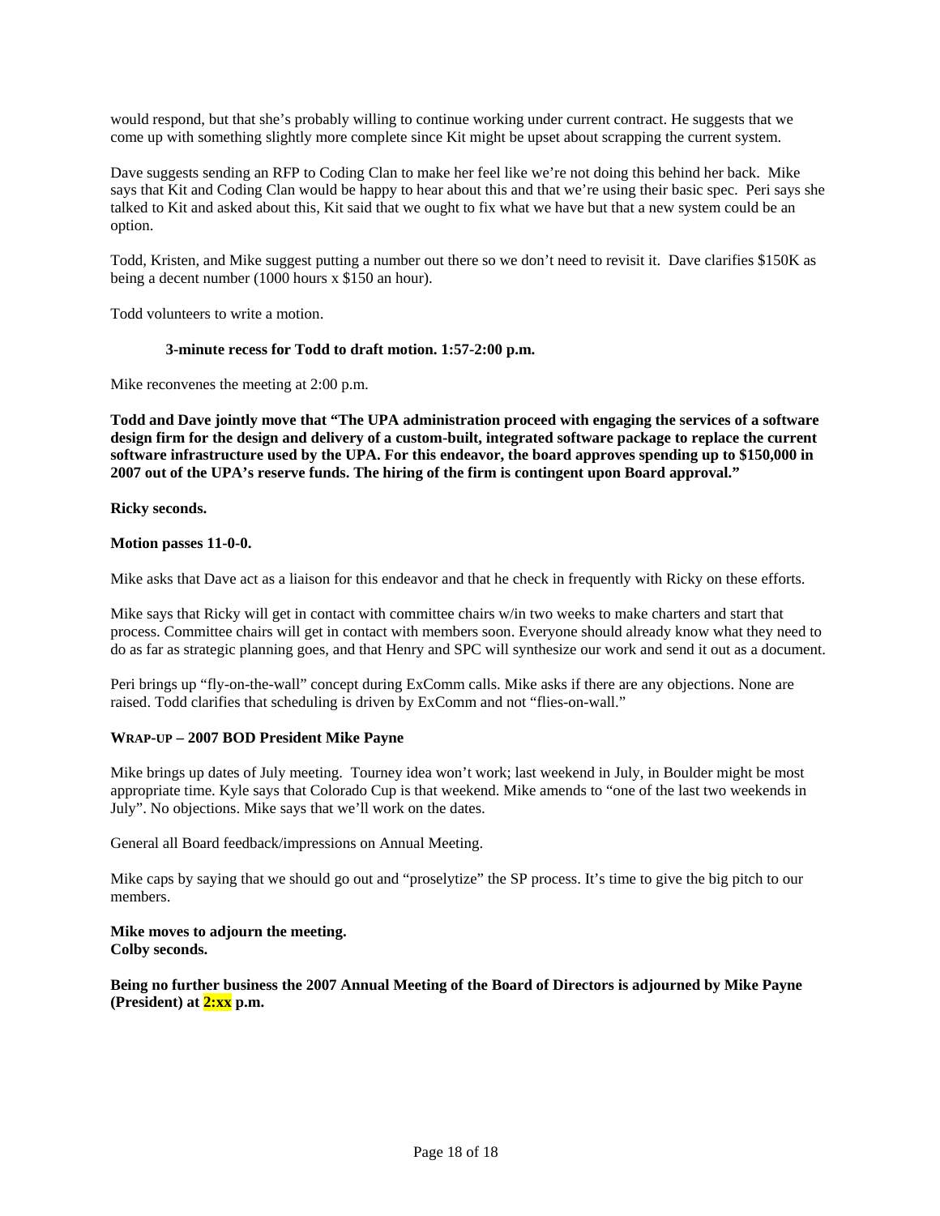would respond, but that she's probably willing to continue working under current contract. He suggests that we come up with something slightly more complete since Kit might be upset about scrapping the current system.

Dave suggests sending an RFP to Coding Clan to make her feel like we're not doing this behind her back. Mike says that Kit and Coding Clan would be happy to hear about this and that we're using their basic spec. Peri says she talked to Kit and asked about this, Kit said that we ought to fix what we have but that a new system could be an option.

Todd, Kristen, and Mike suggest putting a number out there so we don't need to revisit it. Dave clarifies $150K as being a decent number (1000 hours x $150 an hour).

Todd volunteers to write a motion.

**3-minute recess for Todd to draft motion. 1:57-2:00 p.m.**

Mike reconvenes the meeting at 2:00 p.m.

**Todd and Dave jointly move that "The UPA administration proceed with engaging the services of a software design firm for the design and delivery of a custom-built, integrated software package to replace the current software infrastructure used by the UPA. For this endeavor, the board approves spending up to $150,000 in 2007 out of the UPA's reserve funds. The hiring of the firm is contingent upon Board approval."**

**Ricky seconds.**

**Motion passes 11-0-0.**

Mike asks that Dave act as a liaison for this endeavor and that he check in frequently with Ricky on these efforts.

Mike says that Ricky will get in contact with committee chairs w/in two weeks to make charters and start that process. Committee chairs will get in contact with members soon. Everyone should already know what they need to do as far as strategic planning goes, and that Henry and SPC will synthesize our work and send it out as a document.

Peri brings up "fly-on-the-wall" concept during ExComm calls. Mike asks if there are any objections. None are raised. Todd clarifies that scheduling is driven by ExComm and not "flies-on-wall."

**WRAP-UP – 2007 BOD President Mike Payne**

Mike brings up dates of July meeting. Tourney idea won't work; last weekend in July, in Boulder might be most appropriate time. Kyle says that Colorado Cup is that weekend. Mike amends to "one of the last two weekends in July". No objections. Mike says that we'll work on the dates.

General all Board feedback/impressions on Annual Meeting.

Mike caps by saying that we should go out and "proselytize" the SP process. It's time to give the big pitch to our members.

**Mike moves to adjourn the meeting.**
**Colby seconds.**

**Being no further business the 2007 Annual Meeting of the Board of Directors is adjourned by Mike Payne (President) at 2:xx p.m.**